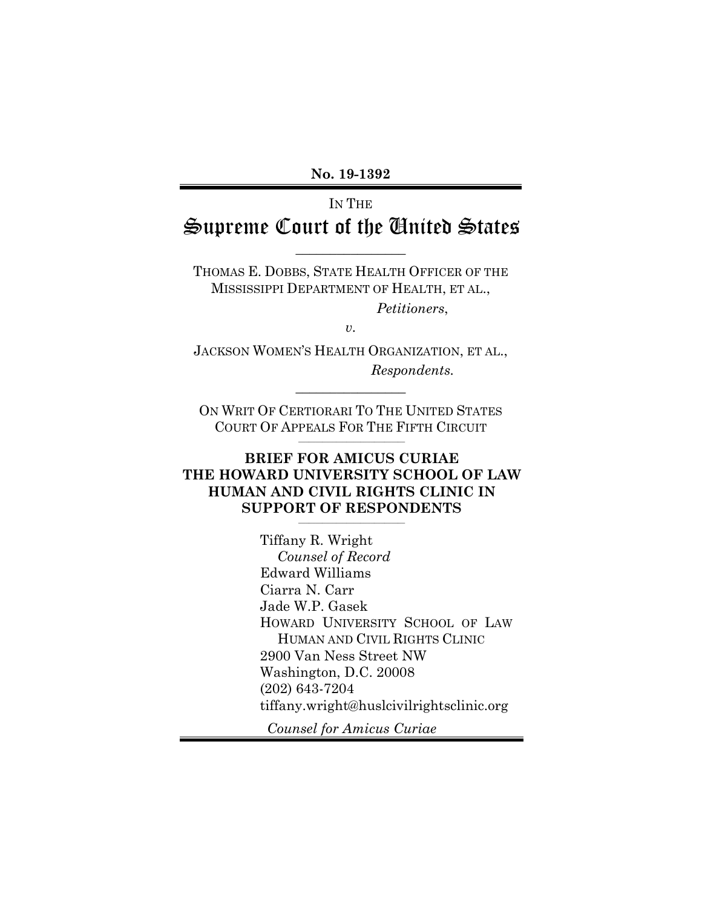**No. 19-1392**

IN THE

# Supreme Court of the United States

THOMAS E. DOBBS, STATE HEALTH OFFICER OF THE MISSISSIPPI DEPARTMENT OF HEALTH, ET AL.,

*Petitioners*,

*v.*

JACKSON WOMEN'S HEALTH ORGANIZATION, ET AL.,

*Respondents.*

ON WRIT OF CERTIORARI TO THE UNITED STATES COURT OF APPEALS FOR THE FIFTH CIRCUIT

**BRIEF FOR AMICUS CURIAE THE HOWARD UNIVERSITY SCHOOL OF LAW HUMAN AND CIVIL RIGHTS CLINIC IN SUPPORT OF RESPONDENTS**

Tiffany R. Wright
*Counsel of Record*
Edward Williams
Ciarra N. Carr
Jade W.P. Gasek
HOWARD UNIVERSITY SCHOOL OF LAW
HUMAN AND CIVIL RIGHTS CLINIC
2900 Van Ness Street NW
Washington, D.C. 20008
(202) 643-7204
tiffany.wright@huslcivilrightsclinic.org

*Counsel for Amicus Curiae*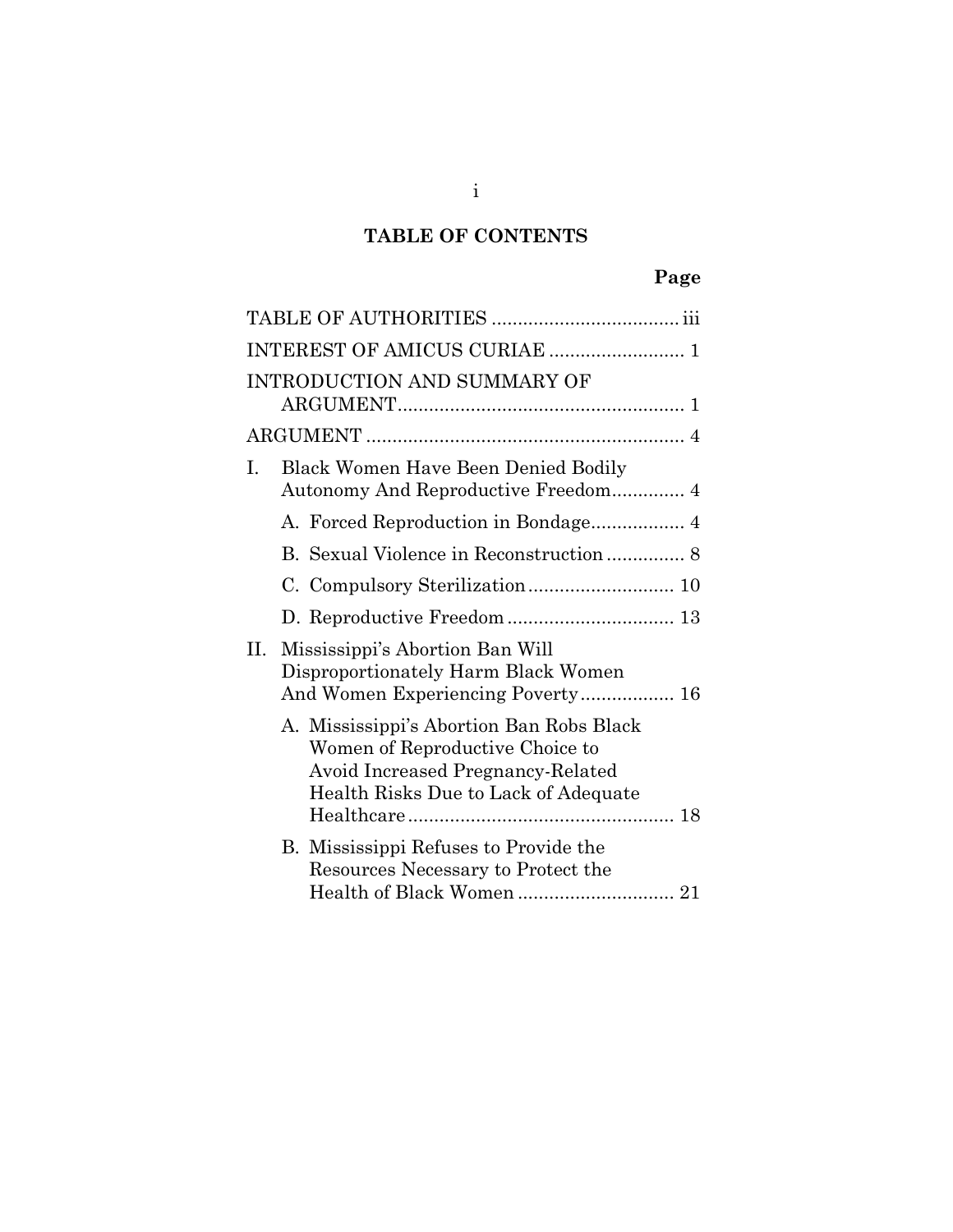# TABLE OF CONTENTS

| | Page |
|---|---|
| TABLE OF AUTHORITIES | iii |
| INTEREST OF AMICUS CURIAE | 1 |
| INTRODUCTION AND SUMMARY OF ARGUMENT | 1 |
| ARGUMENT | 4 |
| I. Black Women Have Been Denied Bodily Autonomy And Reproductive Freedom | 4 |
| A. Forced Reproduction in Bondage | 4 |
| B. Sexual Violence in Reconstruction | 8 |
| C. Compulsory Sterilization | 10 |
| D. Reproductive Freedom | 13 |
| II. Mississippi's Abortion Ban Will Disproportionately Harm Black Women And Women Experiencing Poverty | 16 |
| A. Mississippi's Abortion Ban Robs Black Women of Reproductive Choice to Avoid Increased Pregnancy-Related Health Risks Due to Lack of Adequate Healthcare | 18 |
| B. Mississippi Refuses to Provide the Resources Necessary to Protect the Health of Black Women | 21 |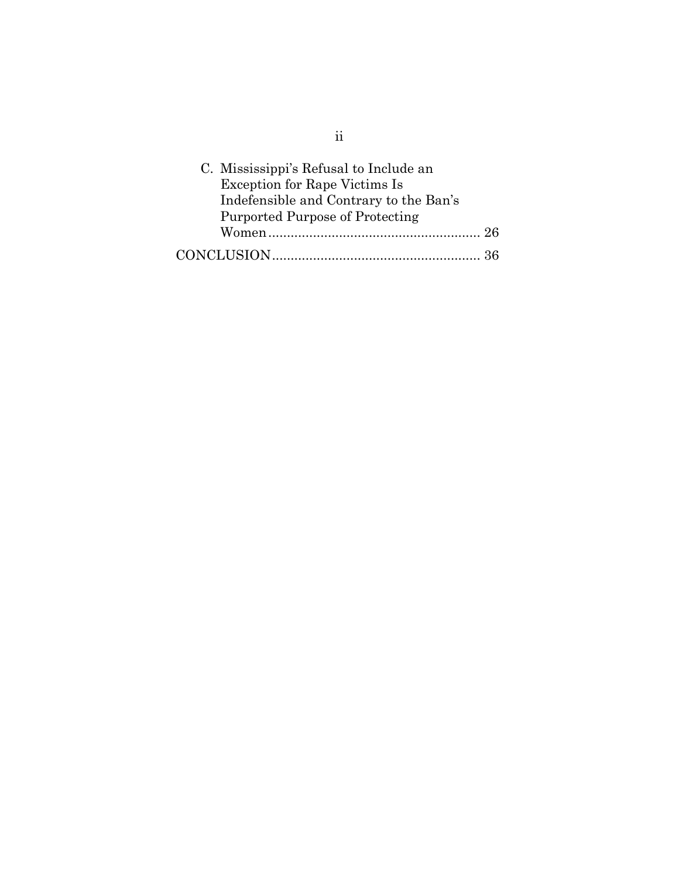C. Mississippi's Refusal to Include an Exception for Rape Victims Is Indefensible and Contrary to the Ban's Purported Purpose of Protecting Women ........................................................ 26

CONCLUSION ....................................................... 36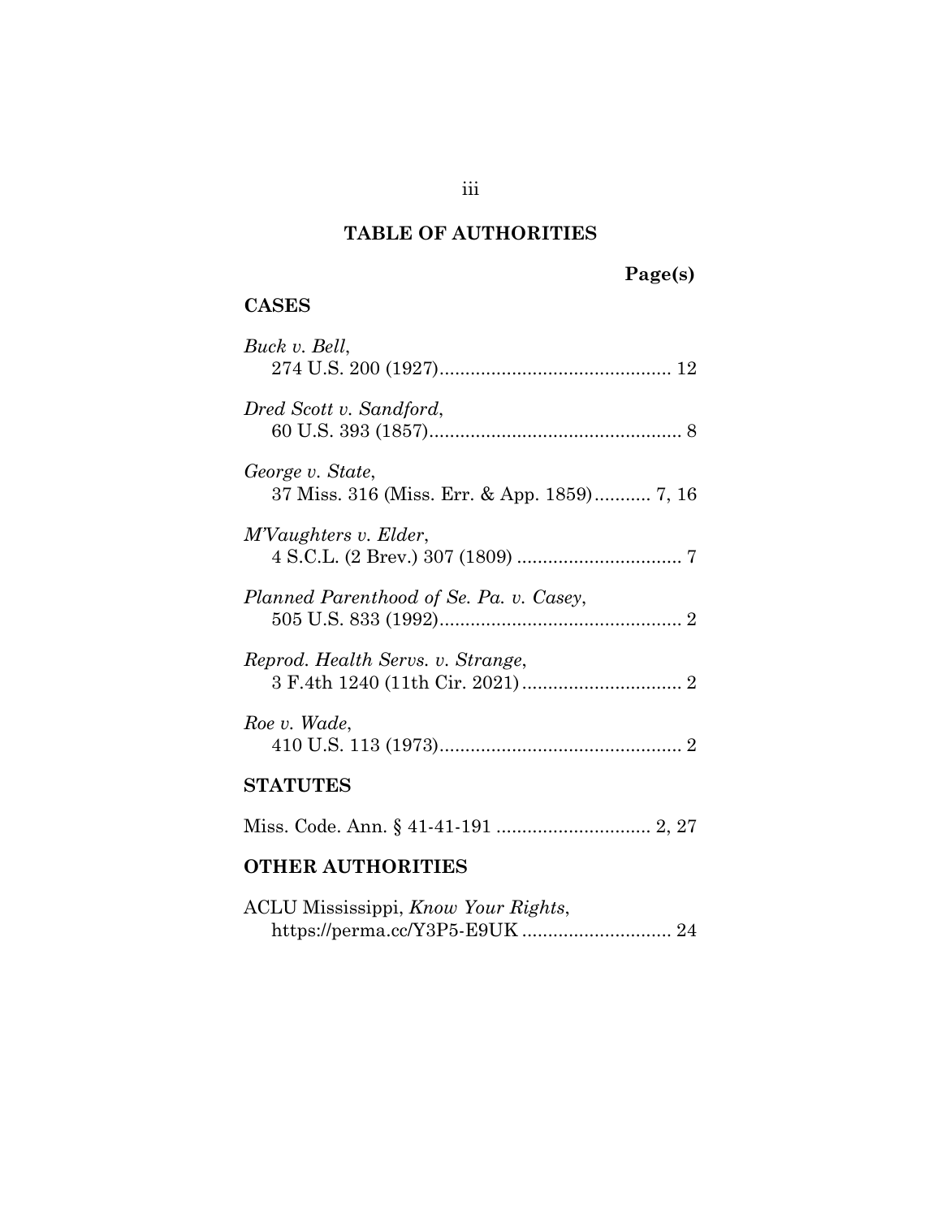## TABLE OF AUTHORITIES

**Page(s)**

### CASES

*Buck v. Bell*,
274 U.S. 200 (1927)............................................. 12

*Dred Scott v. Sandford*,
60 U.S. 393 (1857)................................................. 8

*George v. State*,
37 Miss. 316 (Miss. Err. & App. 1859)........... 7, 16

*M'Vaughters v. Elder*,
4 S.C.L. (2 Brev.) 307 (1809) ................................ 7

*Planned Parenthood of Se. Pa. v. Casey*,
505 U.S. 833 (1992)............................................... 2

*Reprod. Health Servs. v. Strange*,
3 F.4th 1240 (11th Cir. 2021)............................... 2

*Roe v. Wade*,
410 U.S. 113 (1973)............................................... 2

### STATUTES

Miss. Code. Ann. § 41-41-191 .............................. 2, 27

### OTHER AUTHORITIES

ACLU Mississippi, *Know Your Rights*,
https://perma.cc/Y3P5-E9UK ............................. 24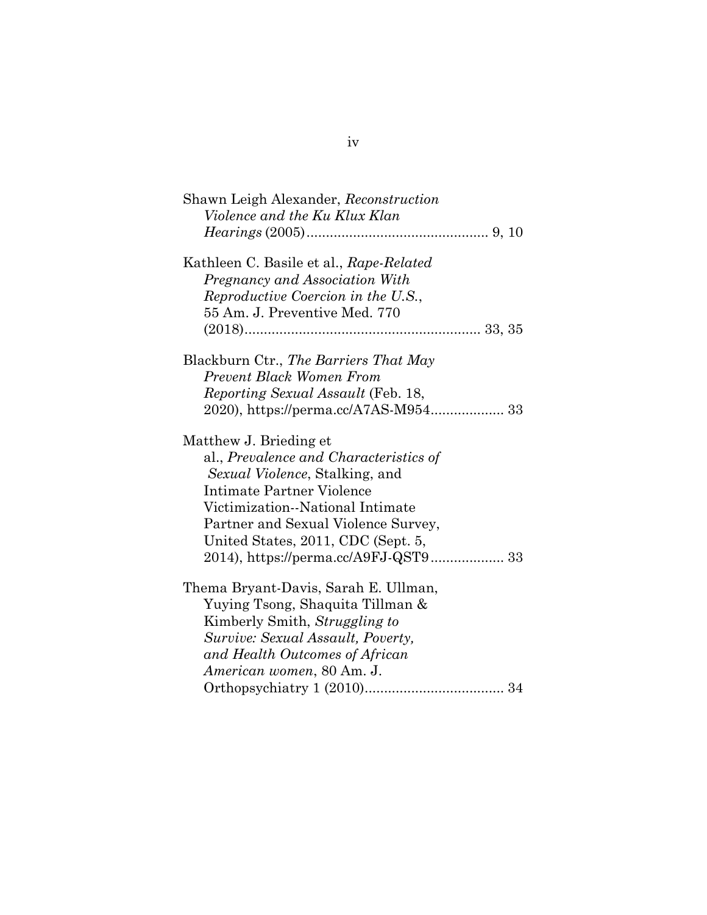Shawn Leigh Alexander, *Reconstruction Violence and the Ku Klux Klan Hearings* (2005)............................................... 9, 10

Kathleen C. Basile et al., *Rape-Related Pregnancy and Association With Reproductive Coercion in the U.S.*, 55 Am. J. Preventive Med. 770 (2018)............................................................ 33, 35

Blackburn Ctr., *The Barriers That May Prevent Black Women From Reporting Sexual Assault* (Feb. 18, 2020), https://perma.cc/A7AS-M954................... 33

Matthew J. Brieding et al., *Prevalence and Characteristics of Sexual Violence*, Stalking, and Intimate Partner Violence Victimization--National Intimate Partner and Sexual Violence Survey, United States, 2011, CDC (Sept. 5, 2014), https://perma.cc/A9FJ-QST9................... 33

Thema Bryant-Davis, Sarah E. Ullman, Yuying Tsong, Shaquita Tillman & Kimberly Smith, *Struggling to Survive: Sexual Assault, Poverty, and Health Outcomes of African American women*, 80 Am. J. Orthopsychiatry 1 (2010).................................... 34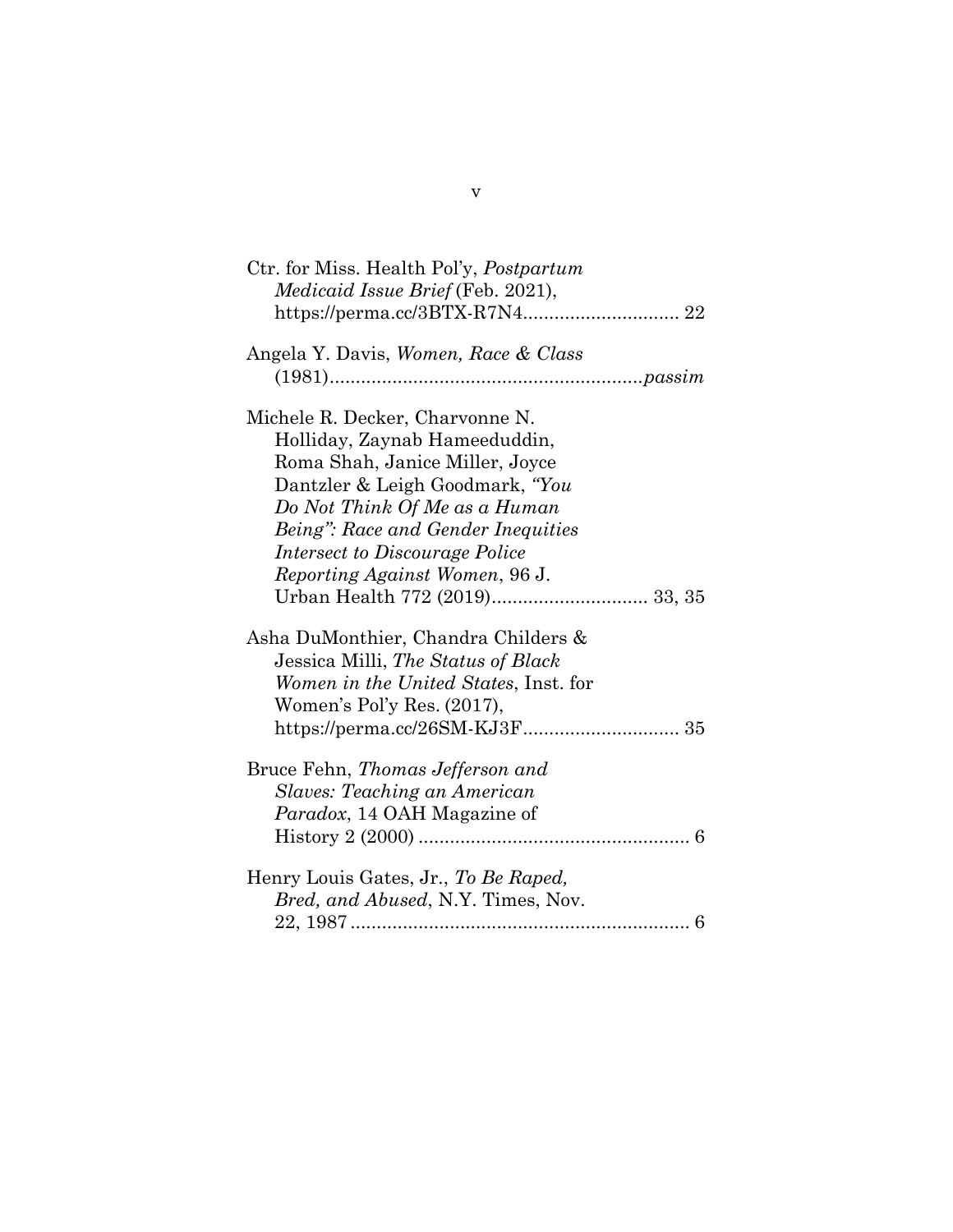Ctr. for Miss. Health Pol'y, *Postpartum Medicaid Issue Brief* (Feb. 2021), https://perma.cc/3BTX-R7N4.............................. 22

Angela Y. Davis, *Women, Race & Class* (1981)...........................................................*passim*

Michele R. Decker, Charvonne N. Holliday, Zaynab Hameeduddin, Roma Shah, Janice Miller, Joyce Dantzler & Leigh Goodmark, *"You Do Not Think Of Me as a Human Being": Race and Gender Inequities Intersect to Discourage Police Reporting Against Women*, 96 J. Urban Health 772 (2019).............................. 33, 35

Asha DuMonthier, Chandra Childers & Jessica Milli, *The Status of Black Women in the United States*, Inst. for Women's Pol'y Res. (2017), https://perma.cc/26SM-KJ3F.............................. 35

Bruce Fehn, *Thomas Jefferson and Slaves: Teaching an American Paradox*, 14 OAH Magazine of History 2 (2000) .................................................... 6

Henry Louis Gates, Jr., *To Be Raped, Bred, and Abused*, N.Y. Times, Nov. 22, 1987 ................................................................. 6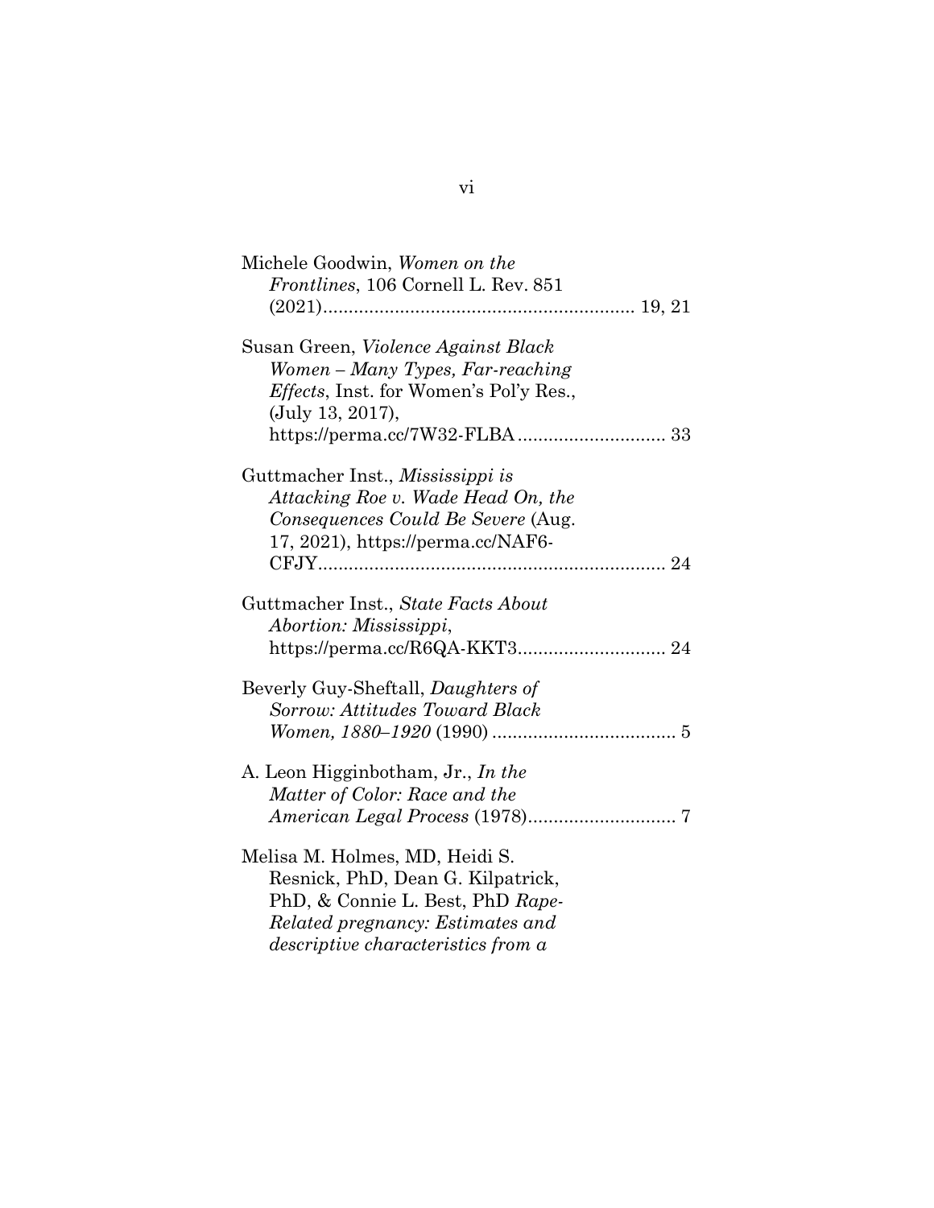Michele Goodwin, *Women on the Frontlines*, 106 Cornell L. Rev. 851 (2021)............................................................ 19, 21

Susan Green, *Violence Against Black Women – Many Types, Far-reaching Effects*, Inst. for Women's Pol'y Res., (July 13, 2017), https://perma.cc/7W32-FLBA............................. 33

Guttmacher Inst., *Mississippi is Attacking Roe v. Wade Head On, the Consequences Could Be Severe* (Aug. 17, 2021), https://perma.cc/NAF6-CFJY.................................................................... 24

Guttmacher Inst., *State Facts About Abortion: Mississippi*, https://perma.cc/R6QA-KKT3............................. 24

Beverly Guy-Sheftall, *Daughters of Sorrow: Attitudes Toward Black Women, 1880–1920* (1990) .................................... 5

A. Leon Higginbotham, Jr., *In the Matter of Color: Race and the American Legal Process* (1978)............................. 7

Melisa M. Holmes, MD, Heidi S. Resnick, PhD, Dean G. Kilpatrick, PhD, & Connie L. Best, PhD *Rape-Related pregnancy: Estimates and descriptive characteristics from a*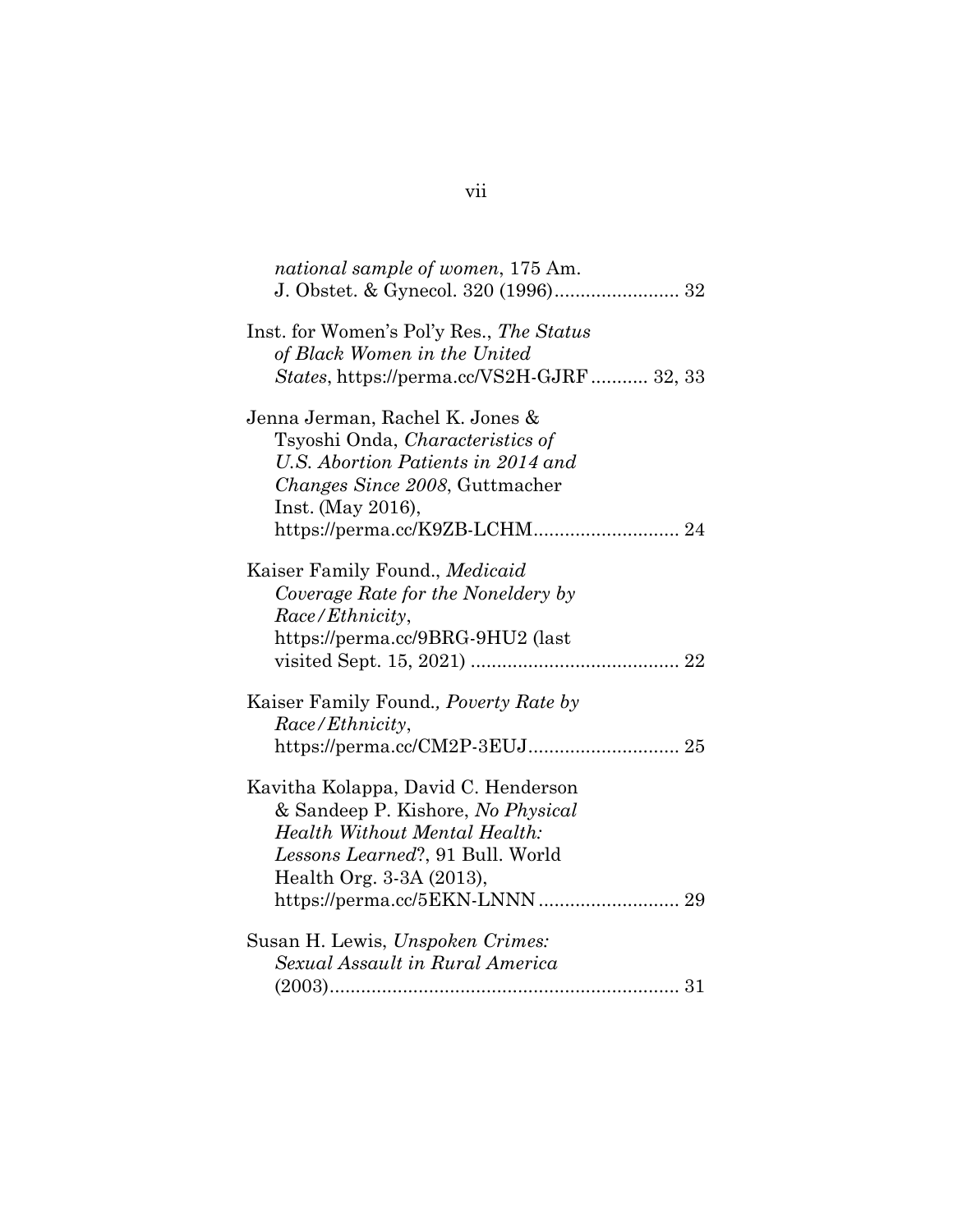*national sample of women*, 175 Am. J. Obstet. & Gynecol. 320 (1996)........................ 32

Inst. for Women's Pol'y Res., *The Status of Black Women in the United States*, https://perma.cc/VS2H-GJRF ........... 32, 33

Jenna Jerman, Rachel K. Jones & Tsyoshi Onda, *Characteristics of U.S. Abortion Patients in 2014 and Changes Since 2008*, Guttmacher Inst. (May 2016), https://perma.cc/K9ZB-LCHM............................ 24

Kaiser Family Found., *Medicaid Coverage Rate for the Noneldery by Race/Ethnicity*, https://perma.cc/9BRG-9HU2 (last visited Sept. 15, 2021) ........................................ 22

Kaiser Family Found., *Poverty Rate by Race/Ethnicity*, https://perma.cc/CM2P-3EUJ............................. 25

Kavitha Kolappa, David C. Henderson & Sandeep P. Kishore, *No Physical Health Without Mental Health: Lessons Learned*?, 91 Bull. World Health Org. 3-3A (2013), https://perma.cc/5EKN-LNNN ........................... 29

Susan H. Lewis, *Unspoken Crimes: Sexual Assault in Rural America* (2003).................................................................... 31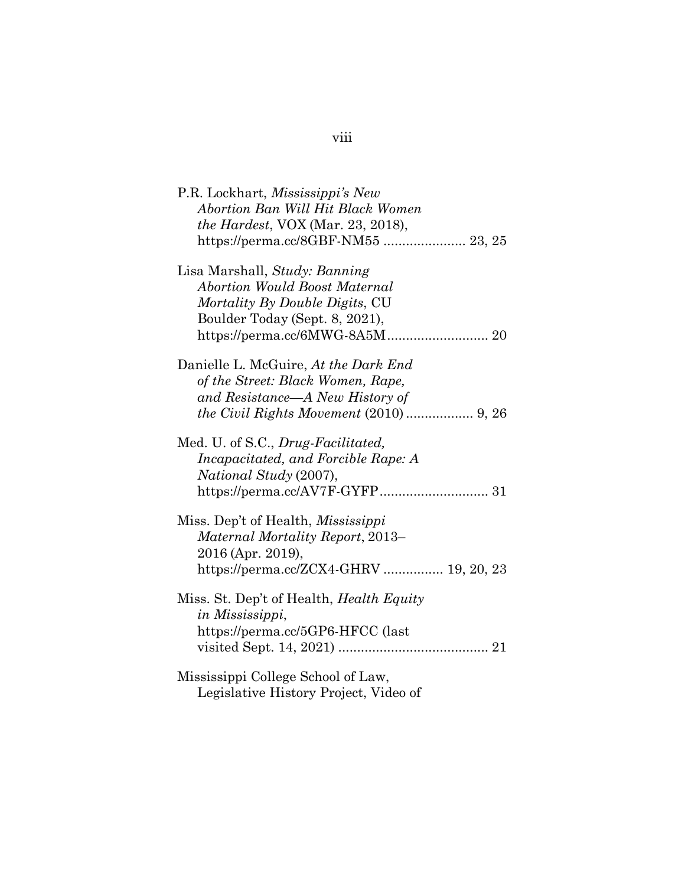P.R. Lockhart, *Mississippi's New Abortion Ban Will Hit Black Women the Hardest*, VOX (Mar. 23, 2018), https://perma.cc/8GBF-NM55 ...................... 23, 25

Lisa Marshall, *Study: Banning Abortion Would Boost Maternal Mortality By Double Digits*, CU Boulder Today (Sept. 8, 2021), https://perma.cc/6MWG-8A5M........................... 20

Danielle L. McGuire, *At the Dark End of the Street: Black Women, Rape, and Resistance—A New History of the Civil Rights Movement* (2010) .................. 9, 26

Med. U. of S.C., *Drug-Facilitated, Incapacitated, and Forcible Rape: A National Study* (2007), https://perma.cc/AV7F-GYFP............................. 31

Miss. Dep't of Health, *Mississippi Maternal Mortality Report*, 2013–2016 (Apr. 2019), https://perma.cc/ZCX4-GHRV ................ 19, 20, 23

Miss. St. Dep't of Health, *Health Equity in Mississippi*, https://perma.cc/5GP6-HFCC (last visited Sept. 14, 2021) ........................................ 21

Mississippi College School of Law, Legislative History Project, Video of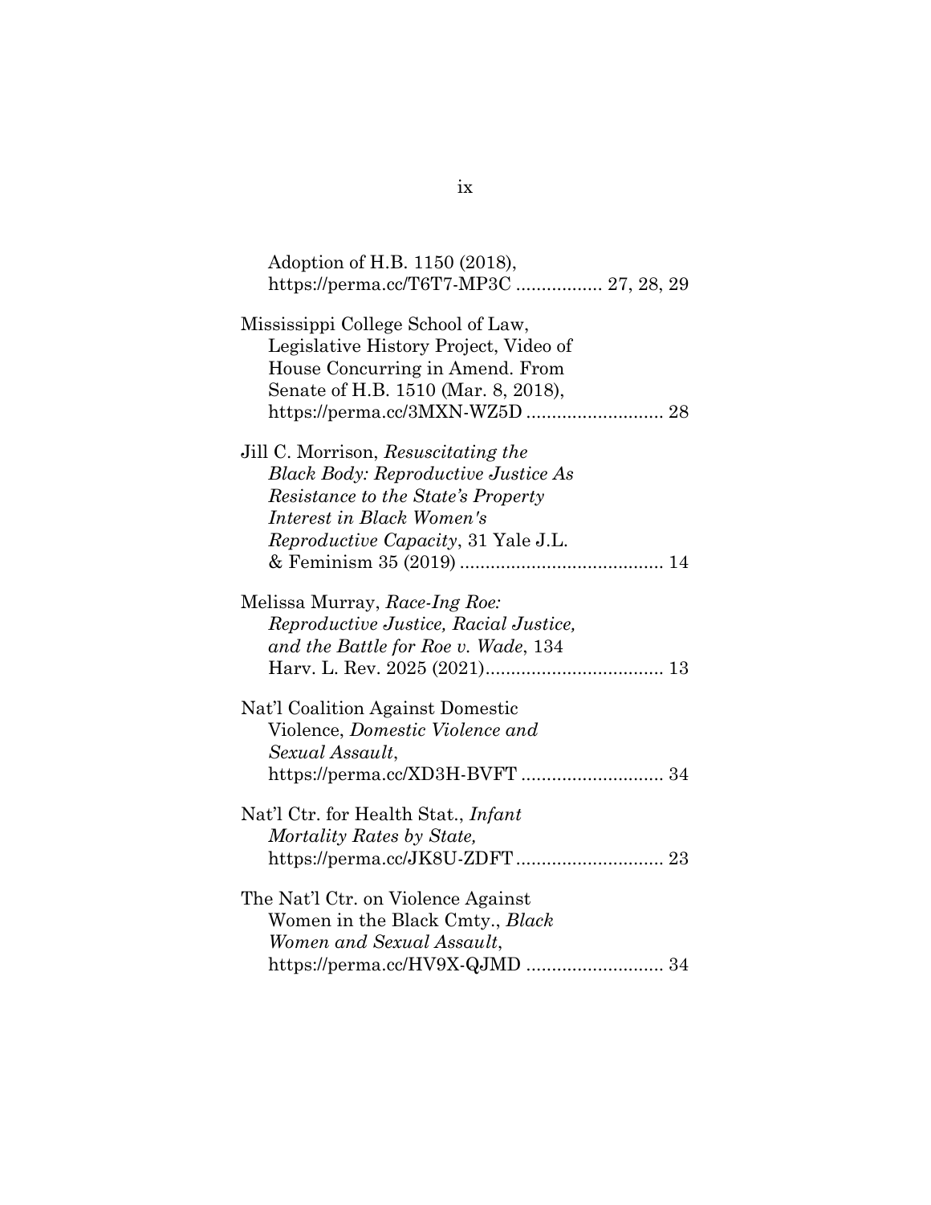Adoption of H.B. 1150 (2018), https://perma.cc/T6T7-MP3C ................. 27, 28, 29

Mississippi College School of Law, Legislative History Project, Video of House Concurring in Amend. From Senate of H.B. 1510 (Mar. 8, 2018), https://perma.cc/3MXN-WZ5D ........................... 28

Jill C. Morrison, *Resuscitating the Black Body: Reproductive Justice As Resistance to the State's Property Interest in Black Women's Reproductive Capacity*, 31 Yale J.L. & Feminism 35 (2019) ........................................ 14

Melissa Murray, *Race-Ing Roe: Reproductive Justice, Racial Justice, and the Battle for Roe v. Wade*, 134 Harv. L. Rev. 2025 (2021).................................. 13

Nat'l Coalition Against Domestic Violence, *Domestic Violence and Sexual Assault*, https://perma.cc/XD3H-BVFT ............................ 34

Nat'l Ctr. for Health Stat., *Infant Mortality Rates by State*, https://perma.cc/JK8U-ZDFT ............................. 23

The Nat'l Ctr. on Violence Against Women in the Black Cmty., *Black Women and Sexual Assault*, https://perma.cc/HV9X-QJMD ........................... 34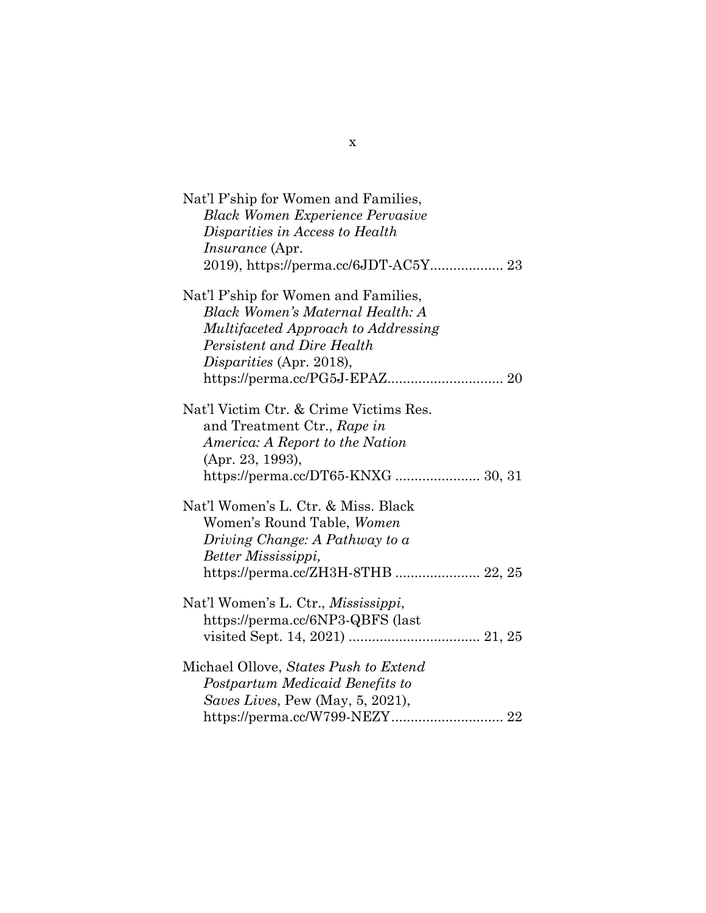Nat'l P'ship for Women and Families, *Black Women Experience Pervasive Disparities in Access to Health Insurance* (Apr. 2019), https://perma.cc/6JDT-AC5Y................... 23

Nat'l P'ship for Women and Families, *Black Women's Maternal Health: A Multifaceted Approach to Addressing Persistent and Dire Health Disparities* (Apr. 2018), https://perma.cc/PG5J-EPAZ.............................. 20

Nat'l Victim Ctr. & Crime Victims Res. and Treatment Ctr., *Rape in America: A Report to the Nation* (Apr. 23, 1993), https://perma.cc/DT65-KNXG ...................... 30, 31

Nat'l Women's L. Ctr. & Miss. Black Women's Round Table, *Women Driving Change: A Pathway to a Better Mississippi,* https://perma.cc/ZH3H-8THB ...................... 22, 25

Nat'l Women's L. Ctr., *Mississippi*, https://perma.cc/6NP3-QBFS (last visited Sept. 14, 2021) .................................. 21, 25

Michael Ollove, *States Push to Extend Postpartum Medicaid Benefits to Saves Lives*, Pew (May, 5, 2021), https://perma.cc/W799-NEZY............................. 22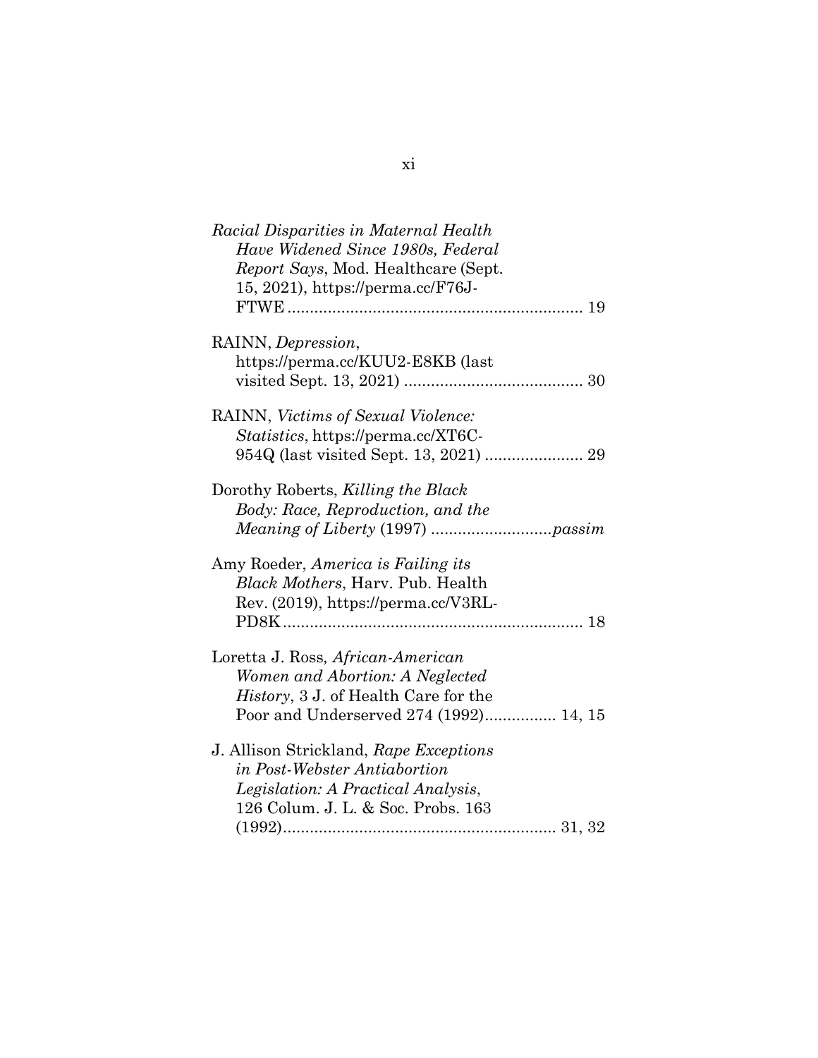*Racial Disparities in Maternal Health Have Widened Since 1980s, Federal Report Says*, Mod. Healthcare (Sept. 15, 2021), https://perma.cc/F76J-FTWE .................................................................. 19

RAINN, *Depression*, https://perma.cc/KUU2-E8KB (last visited Sept. 13, 2021) ........................................ 30

RAINN, *Victims of Sexual Violence: Statistics*, https://perma.cc/XT6C-954Q (last visited Sept. 13, 2021) ...................... 29

Dorothy Roberts, *Killing the Black Body: Race, Reproduction, and the Meaning of Liberty* (1997) ...........................*passim*

Amy Roeder, *America is Failing its Black Mothers*, Harv. Pub. Health Rev. (2019), https://perma.cc/V3RL-PD8K .................................................................. 18

Loretta J. Ross, *African-American Women and Abortion: A Neglected History*, 3 J. of Health Care for the Poor and Underserved 274 (1992)................ 14, 15

J. Allison Strickland, *Rape Exceptions in Post-Webster Antiabortion Legislation: A Practical Analysis*, 126 Colum. J. L. & Soc. Probs. 163 (1992)............................................................. 31, 32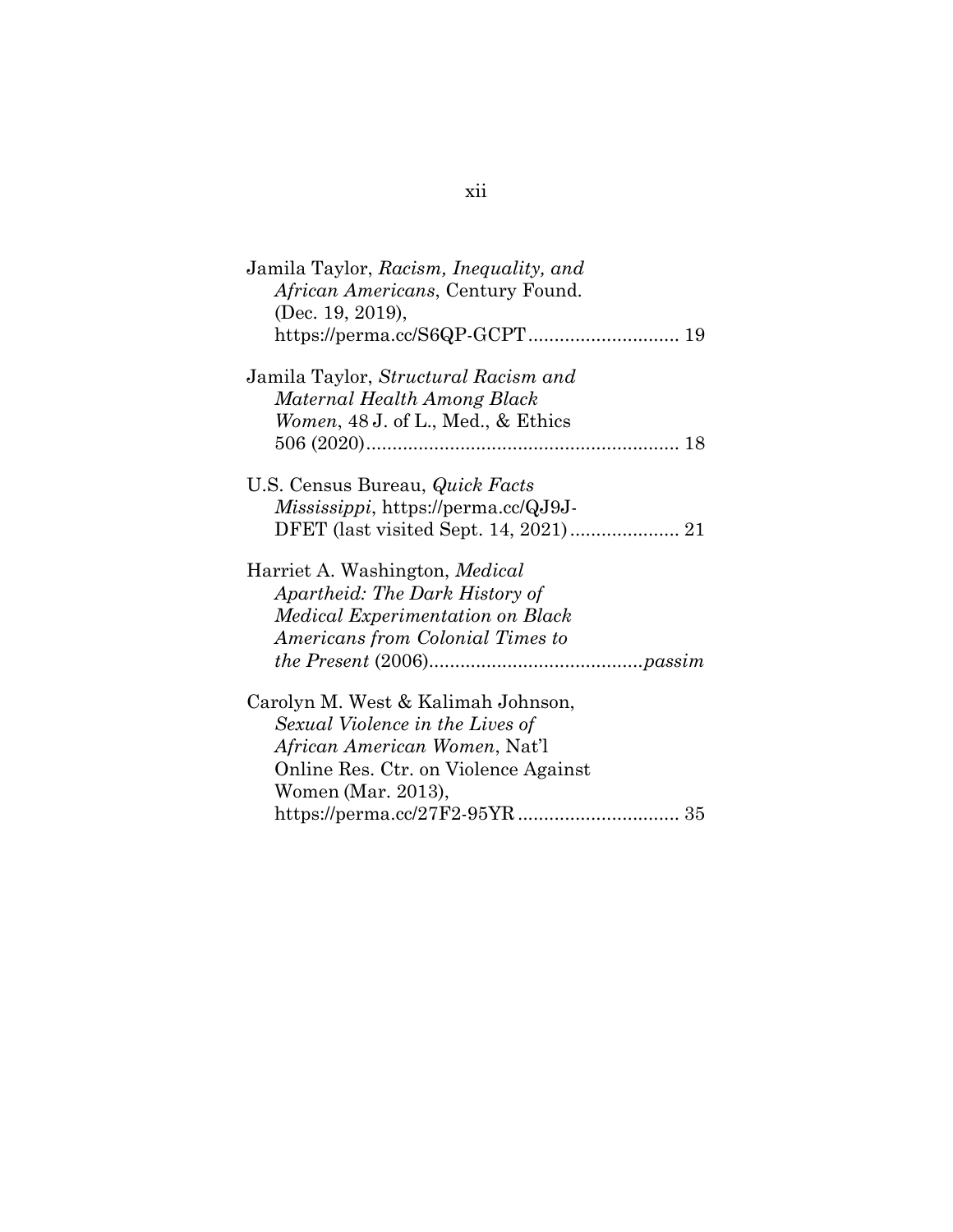Jamila Taylor, *Racism, Inequality, and African Americans*, Century Found. (Dec. 19, 2019), https://perma.cc/S6QP-GCPT ............................ 19

Jamila Taylor, *Structural Racism and Maternal Health Among Black Women*, 48 J. of L., Med., & Ethics 506 (2020) ............................................................ 18

U.S. Census Bureau, *Quick Facts Mississippi*, https://perma.cc/QJ9J-DFET (last visited Sept. 14, 2021) ..................... 21

Harriet A. Washington, *Medical Apartheid: The Dark History of Medical Experimentation on Black Americans from Colonial Times to the Present* (2006) ......................................... *passim*

Carolyn M. West & Kalimah Johnson, *Sexual Violence in the Lives of African American Women*, Nat'l Online Res. Ctr. on Violence Against Women (Mar. 2013), https://perma.cc/27F2-95YR ............................... 35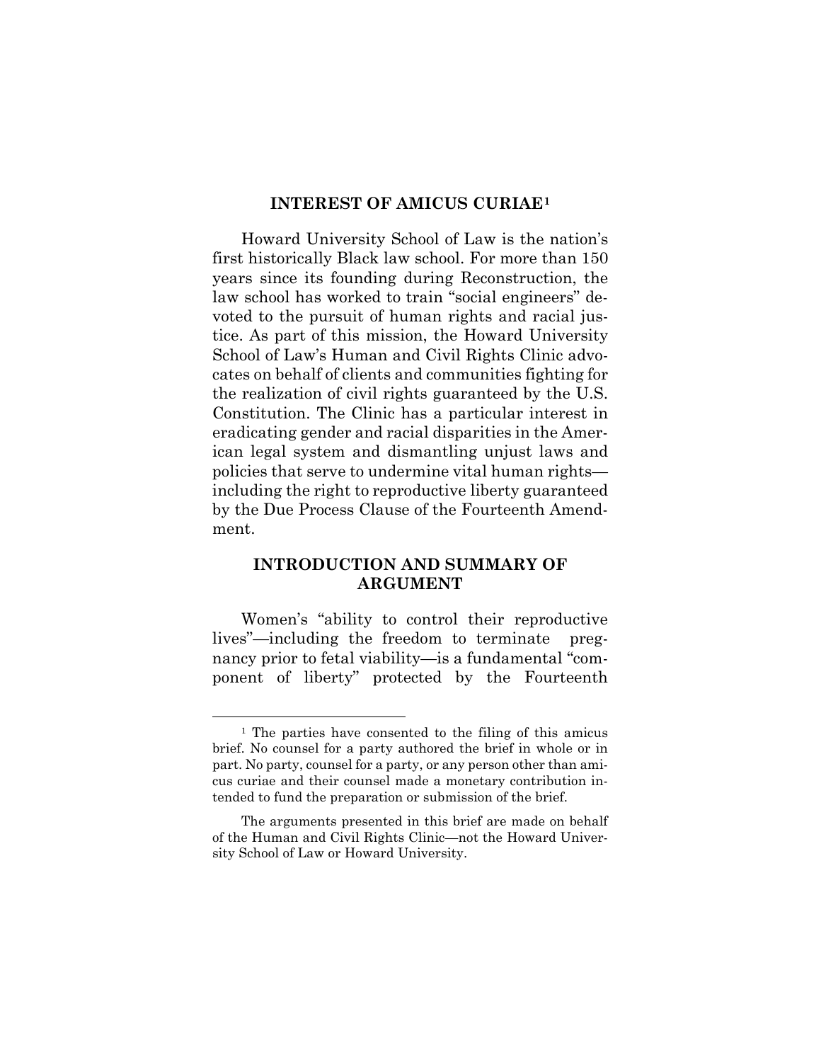## INTEREST OF AMICUS CURIAE[1]

Howard University School of Law is the nation's first historically Black law school. For more than 150 years since its founding during Reconstruction, the law school has worked to train "social engineers" devoted to the pursuit of human rights and racial justice. As part of this mission, the Howard University School of Law's Human and Civil Rights Clinic advocates on behalf of clients and communities fighting for the realization of civil rights guaranteed by the U.S. Constitution. The Clinic has a particular interest in eradicating gender and racial disparities in the American legal system and dismantling unjust laws and policies that serve to undermine vital human rights—including the right to reproductive liberty guaranteed by the Due Process Clause of the Fourteenth Amendment.

## INTRODUCTION AND SUMMARY OF ARGUMENT

Women's "ability to control their reproductive lives"—including the freedom to terminate pregnancy prior to fetal viability—is a fundamental "component of liberty" protected by the Fourteenth

---

[1] The parties have consented to the filing of this amicus brief. No counsel for a party authored the brief in whole or in part. No party, counsel for a party, or any person other than amicus curiae and their counsel made a monetary contribution intended to fund the preparation or submission of the brief.

The arguments presented in this brief are made on behalf of the Human and Civil Rights Clinic—not the Howard University School of Law or Howard University.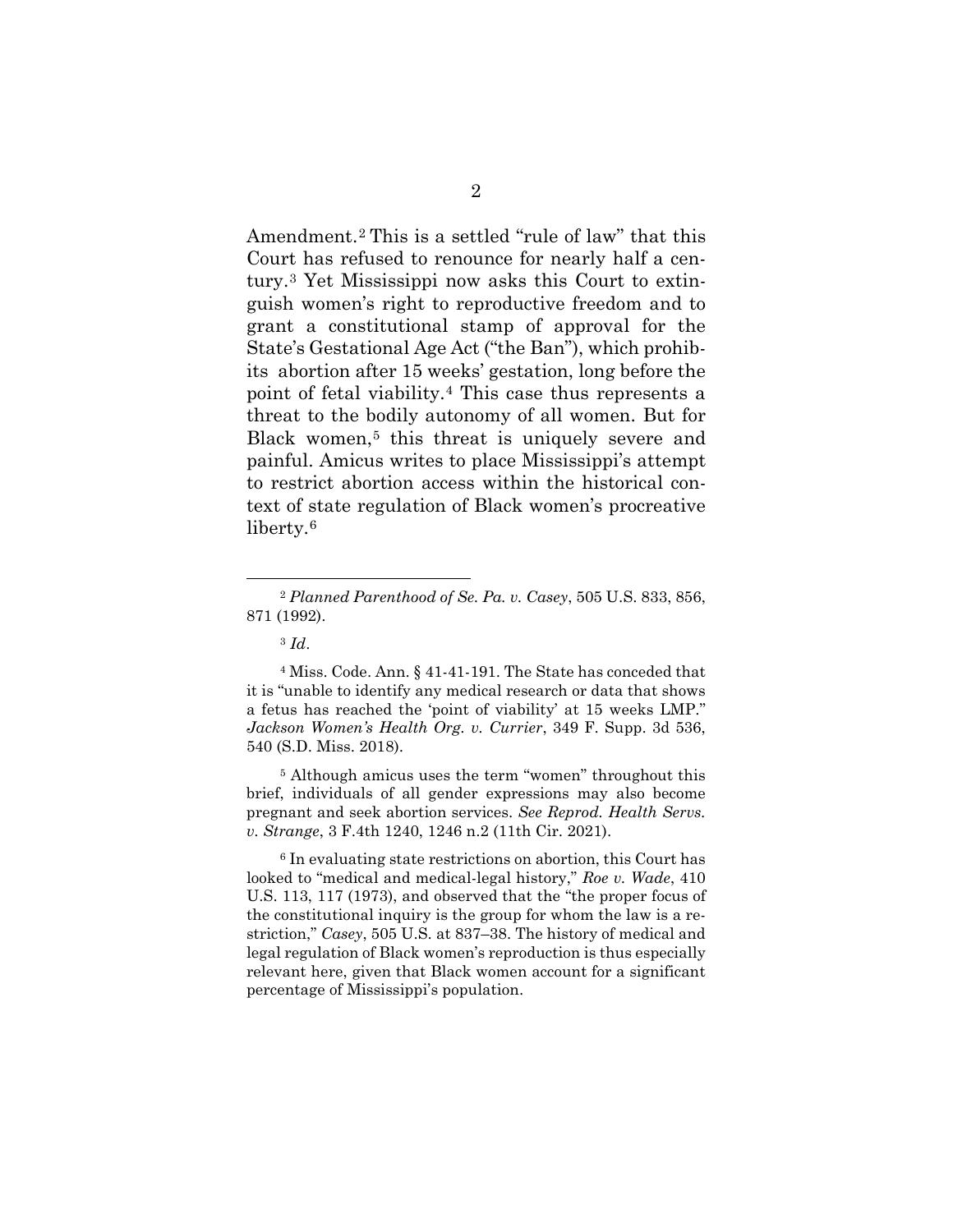Amendment.[2] This is a settled "rule of law" that this Court has refused to renounce for nearly half a century.[3] Yet Mississippi now asks this Court to extinguish women's right to reproductive freedom and to grant a constitutional stamp of approval for the State's Gestational Age Act ("the Ban"), which prohibits abortion after 15 weeks' gestation, long before the point of fetal viability.[4] This case thus represents a threat to the bodily autonomy of all women. But for Black women,[5] this threat is uniquely severe and painful. Amicus writes to place Mississippi's attempt to restrict abortion access within the historical context of state regulation of Black women's procreative liberty.[6]

---

[2] *Planned Parenthood of Se. Pa. v. Casey*, 505 U.S. 833, 856, 871 (1992).

[3] *Id*.

[4] Miss. Code. Ann. § 41-41-191. The State has conceded that it is "unable to identify any medical research or data that shows a fetus has reached the 'point of viability' at 15 weeks LMP." *Jackson Women's Health Org. v. Currier*, 349 F. Supp. 3d 536, 540 (S.D. Miss. 2018).

[5] Although amicus uses the term "women" throughout this brief, individuals of all gender expressions may also become pregnant and seek abortion services. *See Reprod. Health Servs. v. Strange*, 3 F.4th 1240, 1246 n.2 (11th Cir. 2021).

[6] In evaluating state restrictions on abortion, this Court has looked to "medical and medical-legal history," *Roe v. Wade*, 410 U.S. 113, 117 (1973), and observed that the "the proper focus of the constitutional inquiry is the group for whom the law is a restriction," *Casey*, 505 U.S. at 837–38. The history of medical and legal regulation of Black women's reproduction is thus especially relevant here, given that Black women account for a significant percentage of Mississippi's population.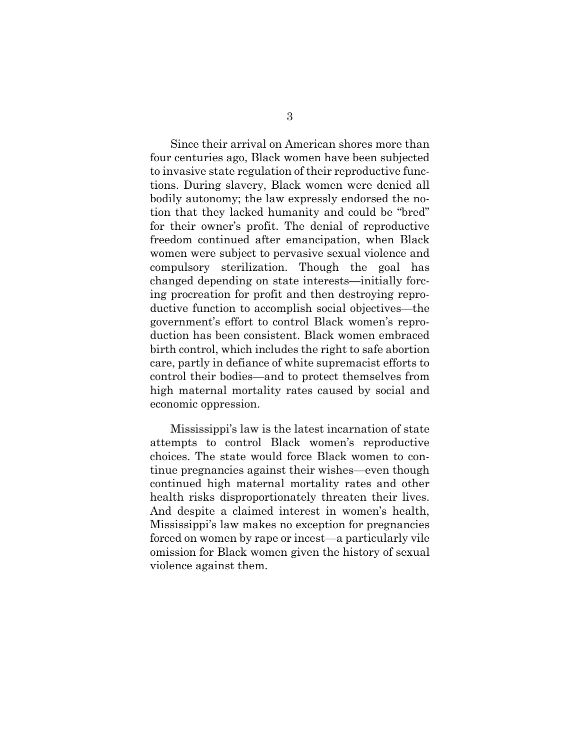Since their arrival on American shores more than four centuries ago, Black women have been subjected to invasive state regulation of their reproductive functions. During slavery, Black women were denied all bodily autonomy; the law expressly endorsed the notion that they lacked humanity and could be "bred" for their owner's profit. The denial of reproductive freedom continued after emancipation, when Black women were subject to pervasive sexual violence and compulsory sterilization. Though the goal has changed depending on state interests—initially forcing procreation for profit and then destroying reproductive function to accomplish social objectives—the government's effort to control Black women's reproduction has been consistent. Black women embraced birth control, which includes the right to safe abortion care, partly in defiance of white supremacist efforts to control their bodies—and to protect themselves from high maternal mortality rates caused by social and economic oppression.

Mississippi's law is the latest incarnation of state attempts to control Black women's reproductive choices. The state would force Black women to continue pregnancies against their wishes—even though continued high maternal mortality rates and other health risks disproportionately threaten their lives. And despite a claimed interest in women's health, Mississippi's law makes no exception for pregnancies forced on women by rape or incest—a particularly vile omission for Black women given the history of sexual violence against them.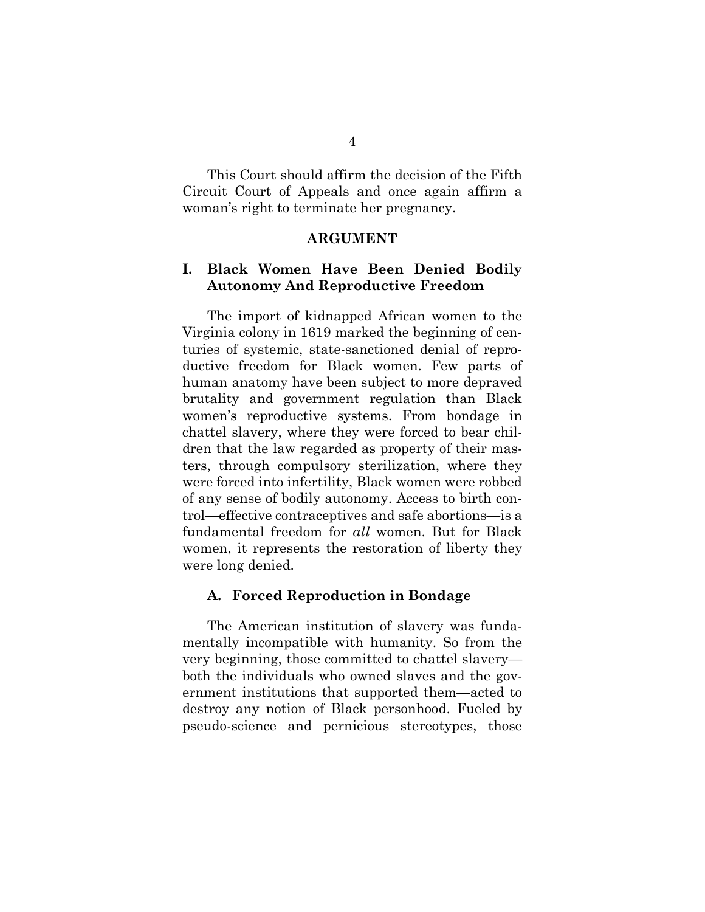This Court should affirm the decision of the Fifth Circuit Court of Appeals and once again affirm a woman's right to terminate her pregnancy.

## ARGUMENT

### I. Black Women Have Been Denied Bodily Autonomy And Reproductive Freedom

The import of kidnapped African women to the Virginia colony in 1619 marked the beginning of centuries of systemic, state-sanctioned denial of reproductive freedom for Black women. Few parts of human anatomy have been subject to more depraved brutality and government regulation than Black women's reproductive systems. From bondage in chattel slavery, where they were forced to bear children that the law regarded as property of their masters, through compulsory sterilization, where they were forced into infertility, Black women were robbed of any sense of bodily autonomy. Access to birth control—effective contraceptives and safe abortions—is a fundamental freedom for *all* women. But for Black women, it represents the restoration of liberty they were long denied.

#### A. Forced Reproduction in Bondage

The American institution of slavery was fundamentally incompatible with humanity. So from the very beginning, those committed to chattel slavery—both the individuals who owned slaves and the government institutions that supported them—acted to destroy any notion of Black personhood. Fueled by pseudo-science and pernicious stereotypes, those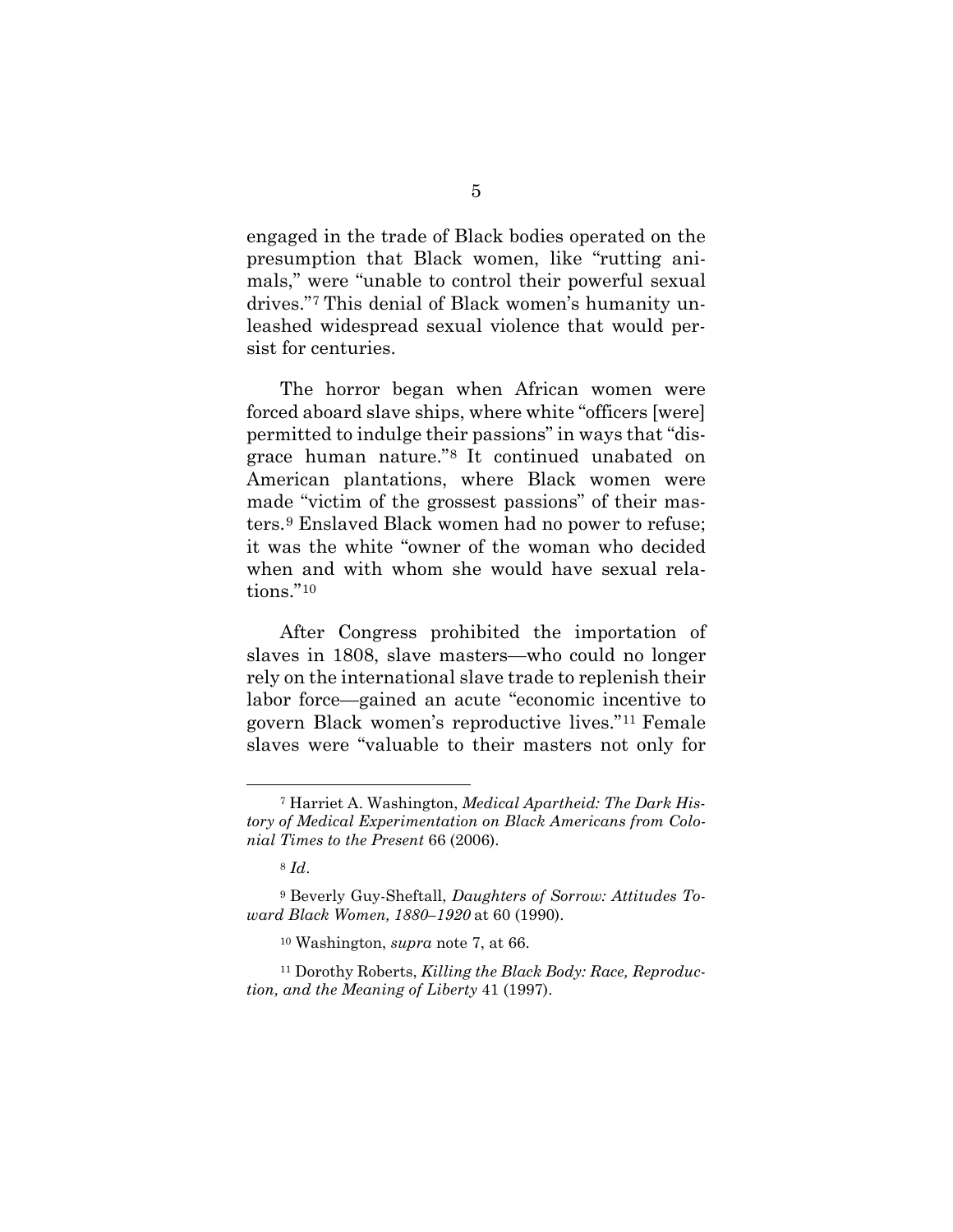engaged in the trade of Black bodies operated on the presumption that Black women, like "rutting animals," were "unable to control their powerful sexual drives."[7] This denial of Black women's humanity unleashed widespread sexual violence that would persist for centuries.

The horror began when African women were forced aboard slave ships, where white "officers [were] permitted to indulge their passions" in ways that "disgrace human nature."[8] It continued unabated on American plantations, where Black women were made "victim of the grossest passions" of their masters.[9] Enslaved Black women had no power to refuse; it was the white "owner of the woman who decided when and with whom she would have sexual relations."[10]

After Congress prohibited the importation of slaves in 1808, slave masters—who could no longer rely on the international slave trade to replenish their labor force—gained an acute "economic incentive to govern Black women's reproductive lives."[11] Female slaves were "valuable to their masters not only for

---

[7] Harriet A. Washington, *Medical Apartheid: The Dark History of Medical Experimentation on Black Americans from Colonial Times to the Present* 66 (2006).

[8] *Id*.

[9] Beverly Guy-Sheftall, *Daughters of Sorrow: Attitudes Toward Black Women, 1880–1920* at 60 (1990).

[10] Washington, *supra* note 7, at 66.

[11] Dorothy Roberts, *Killing the Black Body: Race, Reproduction, and the Meaning of Liberty* 41 (1997).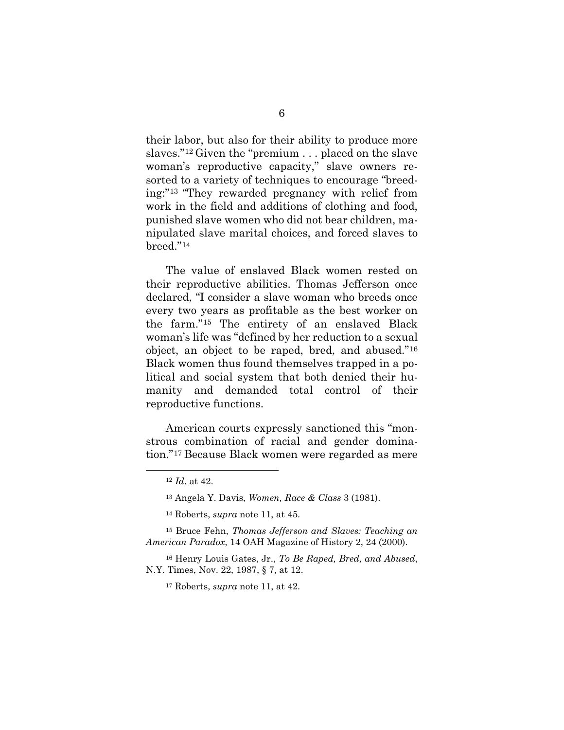their labor, but also for their ability to produce more slaves."[12] Given the "premium . . . placed on the slave woman's reproductive capacity," slave owners resorted to a variety of techniques to encourage "breeding:"[13] "They rewarded pregnancy with relief from work in the field and additions of clothing and food, punished slave women who did not bear children, manipulated slave marital choices, and forced slaves to breed."[14]

The value of enslaved Black women rested on their reproductive abilities. Thomas Jefferson once declared, "I consider a slave woman who breeds once every two years as profitable as the best worker on the farm."[15] The entirety of an enslaved Black woman's life was "defined by her reduction to a sexual object, an object to be raped, bred, and abused."[16] Black women thus found themselves trapped in a political and social system that both denied their humanity and demanded total control of their reproductive functions.

American courts expressly sanctioned this "monstrous combination of racial and gender domination."[17] Because Black women were regarded as mere

---

[12] *Id*. at 42.

[13] Angela Y. Davis, *Women, Race & Class* 3 (1981).

[14] Roberts, *supra* note 11, at 45.

[15] Bruce Fehn, *Thomas Jefferson and Slaves: Teaching an American Paradox*, 14 OAH Magazine of History 2, 24 (2000).

[16] Henry Louis Gates, Jr., *To Be Raped, Bred, and Abused*, N.Y. Times, Nov. 22, 1987, § 7, at 12.

[17] Roberts, *supra* note 11, at 42.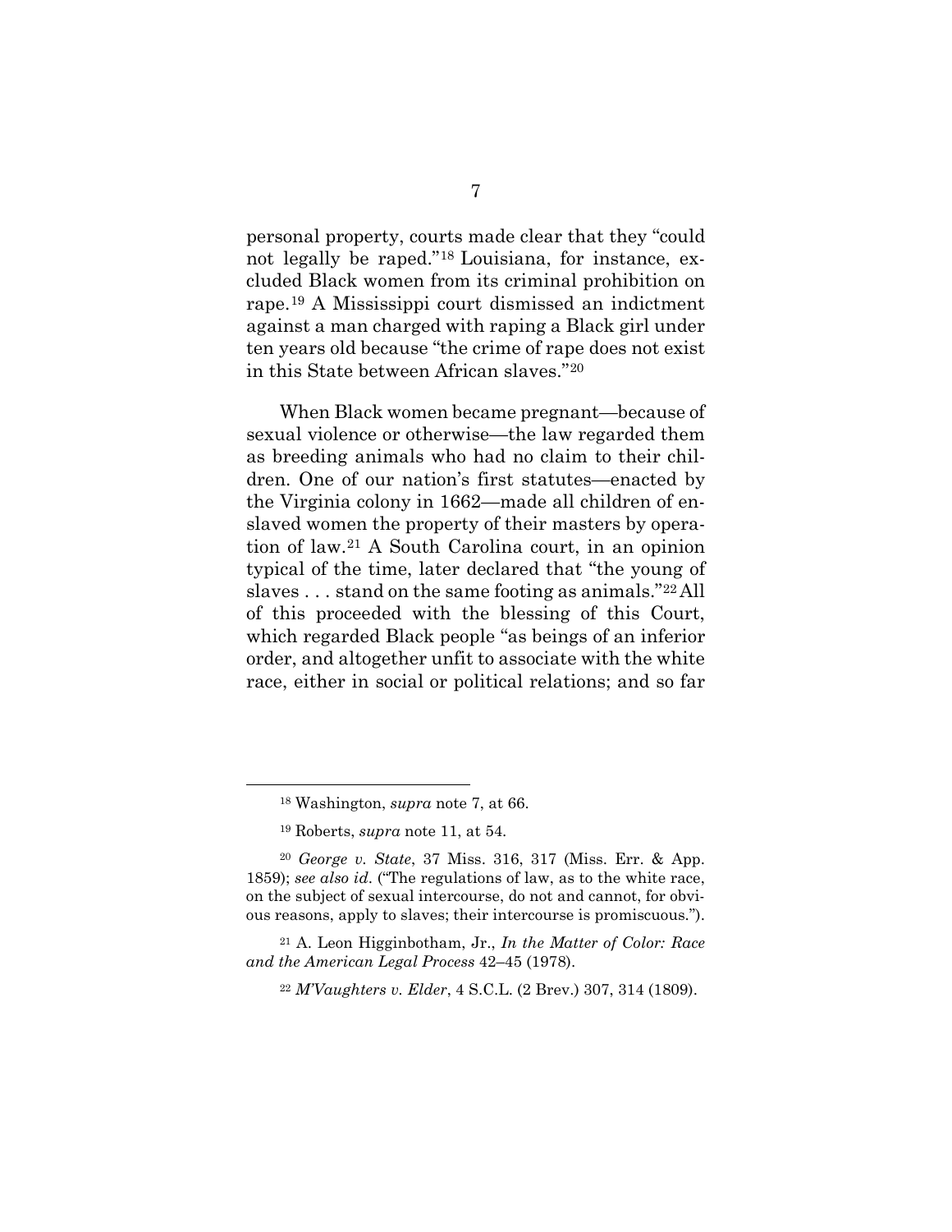personal property, courts made clear that they "could not legally be raped."[18] Louisiana, for instance, excluded Black women from its criminal prohibition on rape.[19] A Mississippi court dismissed an indictment against a man charged with raping a Black girl under ten years old because "the crime of rape does not exist in this State between African slaves."[20]

When Black women became pregnant—because of sexual violence or otherwise—the law regarded them as breeding animals who had no claim to their children. One of our nation's first statutes—enacted by the Virginia colony in 1662—made all children of enslaved women the property of their masters by operation of law.[21] A South Carolina court, in an opinion typical of the time, later declared that "the young of slaves . . . stand on the same footing as animals."[22] All of this proceeded with the blessing of this Court, which regarded Black people "as beings of an inferior order, and altogether unfit to associate with the white race, either in social or political relations; and so far

---

[18] Washington, *supra* note 7, at 66.

[19] Roberts, *supra* note 11, at 54.

[20] *George v. State*, 37 Miss. 316, 317 (Miss. Err. & App. 1859); *see also id*. ("The regulations of law, as to the white race, on the subject of sexual intercourse, do not and cannot, for obvious reasons, apply to slaves; their intercourse is promiscuous.").

[21] A. Leon Higginbotham, Jr., *In the Matter of Color: Race and the American Legal Process* 42–45 (1978).

[22] *M'Vaughters v. Elder*, 4 S.C.L. (2 Brev.) 307, 314 (1809).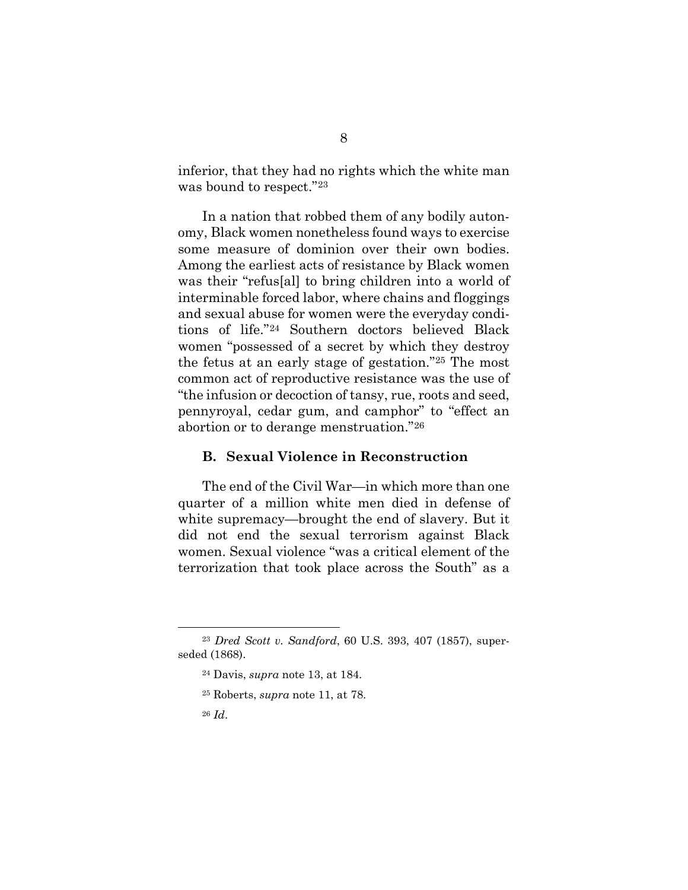inferior, that they had no rights which the white man was bound to respect."[23]

In a nation that robbed them of any bodily autonomy, Black women nonetheless found ways to exercise some measure of dominion over their own bodies. Among the earliest acts of resistance by Black women was their "refus[al] to bring children into a world of interminable forced labor, where chains and floggings and sexual abuse for women were the everyday conditions of life."[24] Southern doctors believed Black women "possessed of a secret by which they destroy the fetus at an early stage of gestation."[25] The most common act of reproductive resistance was the use of "the infusion or decoction of tansy, rue, roots and seed, pennyroyal, cedar gum, and camphor" to "effect an abortion or to derange menstruation."[26]

### B. Sexual Violence in Reconstruction

The end of the Civil War—in which more than one quarter of a million white men died in defense of white supremacy—brought the end of slavery. But it did not end the sexual terrorism against Black women. Sexual violence "was a critical element of the terrorization that took place across the South" as a

---

[23] *Dred Scott v. Sandford*, 60 U.S. 393, 407 (1857), superseded (1868).

[24] Davis, *supra* note 13, at 184.

[25] Roberts, *supra* note 11, at 78.

[26] *Id*.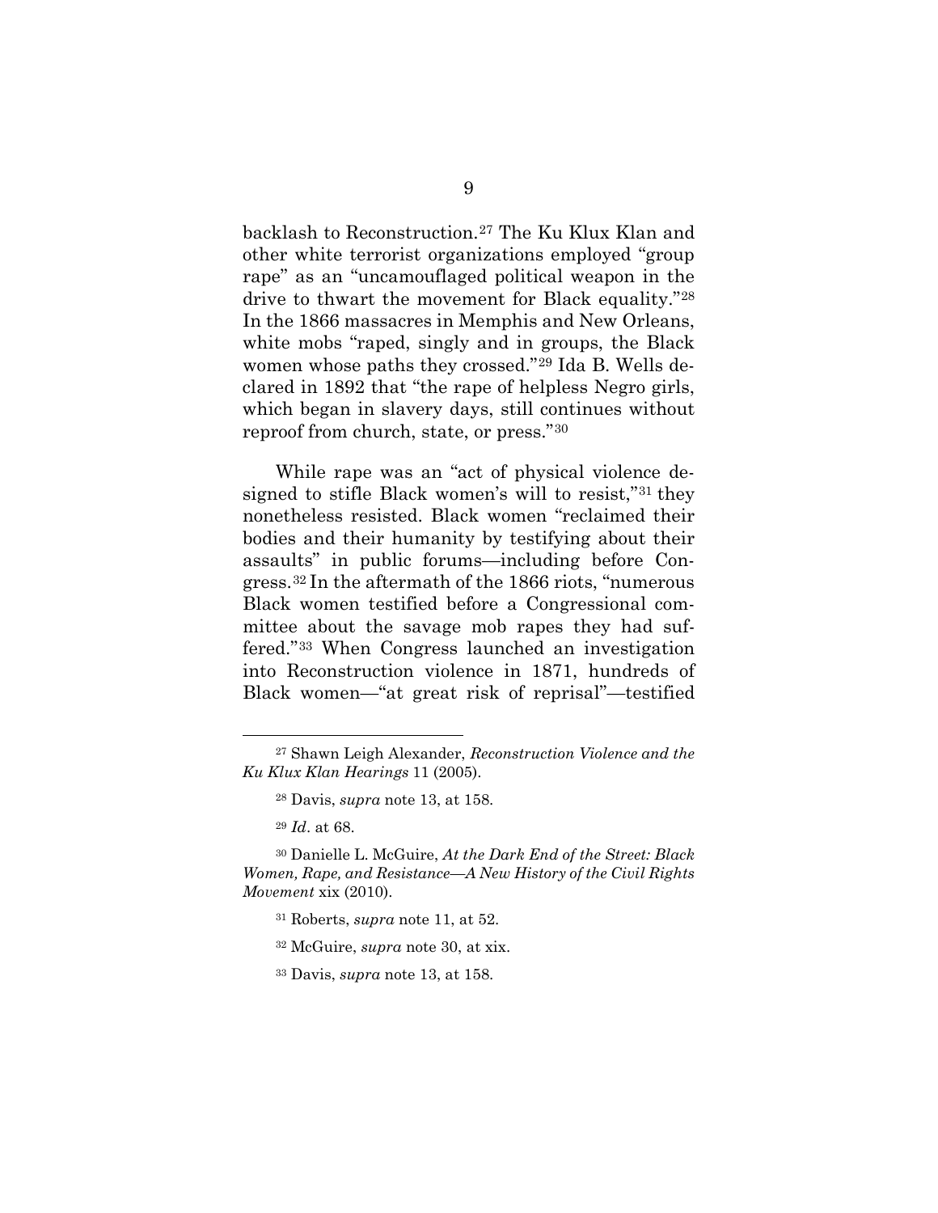backlash to Reconstruction.[27] The Ku Klux Klan and other white terrorist organizations employed "group rape" as an "uncamouflaged political weapon in the drive to thwart the movement for Black equality."[28] In the 1866 massacres in Memphis and New Orleans, white mobs "raped, singly and in groups, the Black women whose paths they crossed."[29] Ida B. Wells declared in 1892 that "the rape of helpless Negro girls, which began in slavery days, still continues without reproof from church, state, or press."[30]

While rape was an "act of physical violence designed to stifle Black women's will to resist,"[31] they nonetheless resisted. Black women "reclaimed their bodies and their humanity by testifying about their assaults" in public forums—including before Congress.[32] In the aftermath of the 1866 riots, "numerous Black women testified before a Congressional committee about the savage mob rapes they had suffered."[33] When Congress launched an investigation into Reconstruction violence in 1871, hundreds of Black women—"at great risk of reprisal"—testified

---

[27] Shawn Leigh Alexander, *Reconstruction Violence and the Ku Klux Klan Hearings* 11 (2005).

[28] Davis, *supra* note 13, at 158.

[29] *Id*. at 68.

[30] Danielle L. McGuire, *At the Dark End of the Street: Black Women, Rape, and Resistance—A New History of the Civil Rights Movement* xix (2010).

[31] Roberts, *supra* note 11, at 52.

[32] McGuire, *supra* note 30, at xix.

[33] Davis, *supra* note 13, at 158.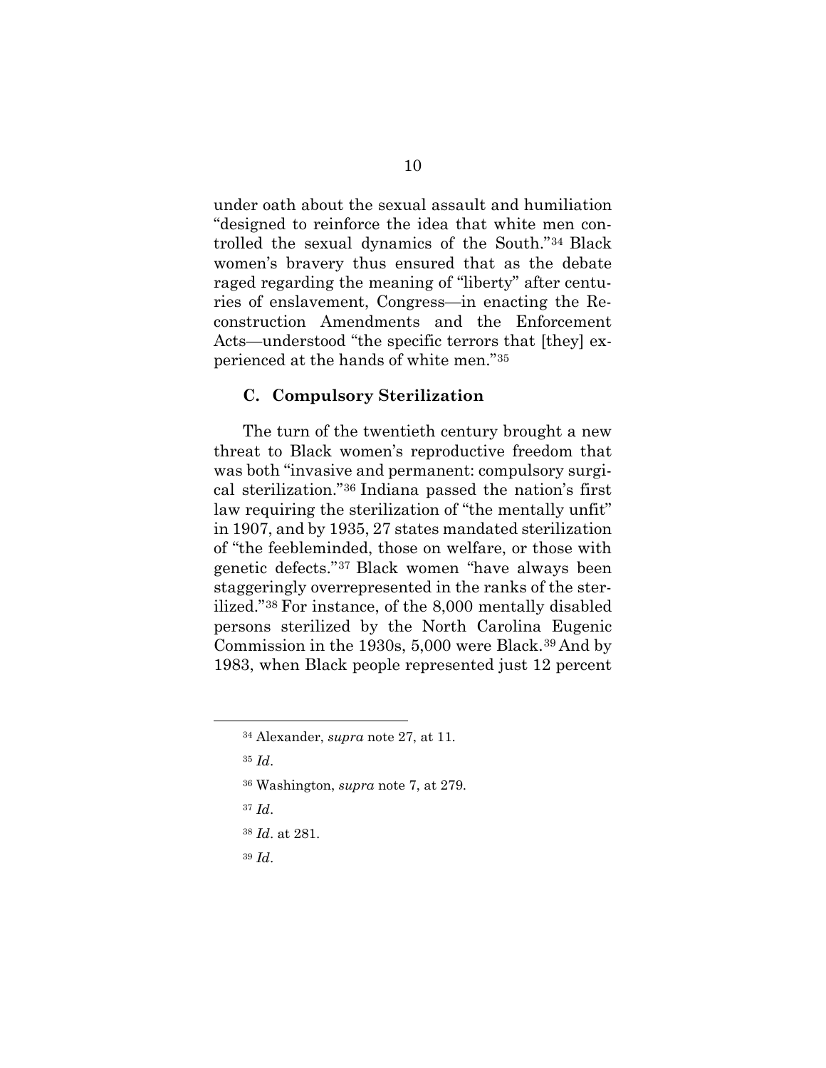under oath about the sexual assault and humiliation "designed to reinforce the idea that white men controlled the sexual dynamics of the South."[34] Black women's bravery thus ensured that as the debate raged regarding the meaning of "liberty" after centuries of enslavement, Congress—in enacting the Reconstruction Amendments and the Enforcement Acts—understood "the specific terrors that [they] experienced at the hands of white men."[35]

### C. Compulsory Sterilization

The turn of the twentieth century brought a new threat to Black women's reproductive freedom that was both "invasive and permanent: compulsory surgical sterilization."[36] Indiana passed the nation's first law requiring the sterilization of "the mentally unfit" in 1907, and by 1935, 27 states mandated sterilization of "the feebleminded, those on welfare, or those with genetic defects."[37] Black women "have always been staggeringly overrepresented in the ranks of the sterilized."[38] For instance, of the 8,000 mentally disabled persons sterilized by the North Carolina Eugenic Commission in the 1930s, 5,000 were Black.[39] And by 1983, when Black people represented just 12 percent

---

[34] Alexander, *supra* note 27, at 11.

[35] *Id*.

[36] Washington, *supra* note 7, at 279.

[37] *Id*.

[38] *Id*. at 281.

[39] *Id*.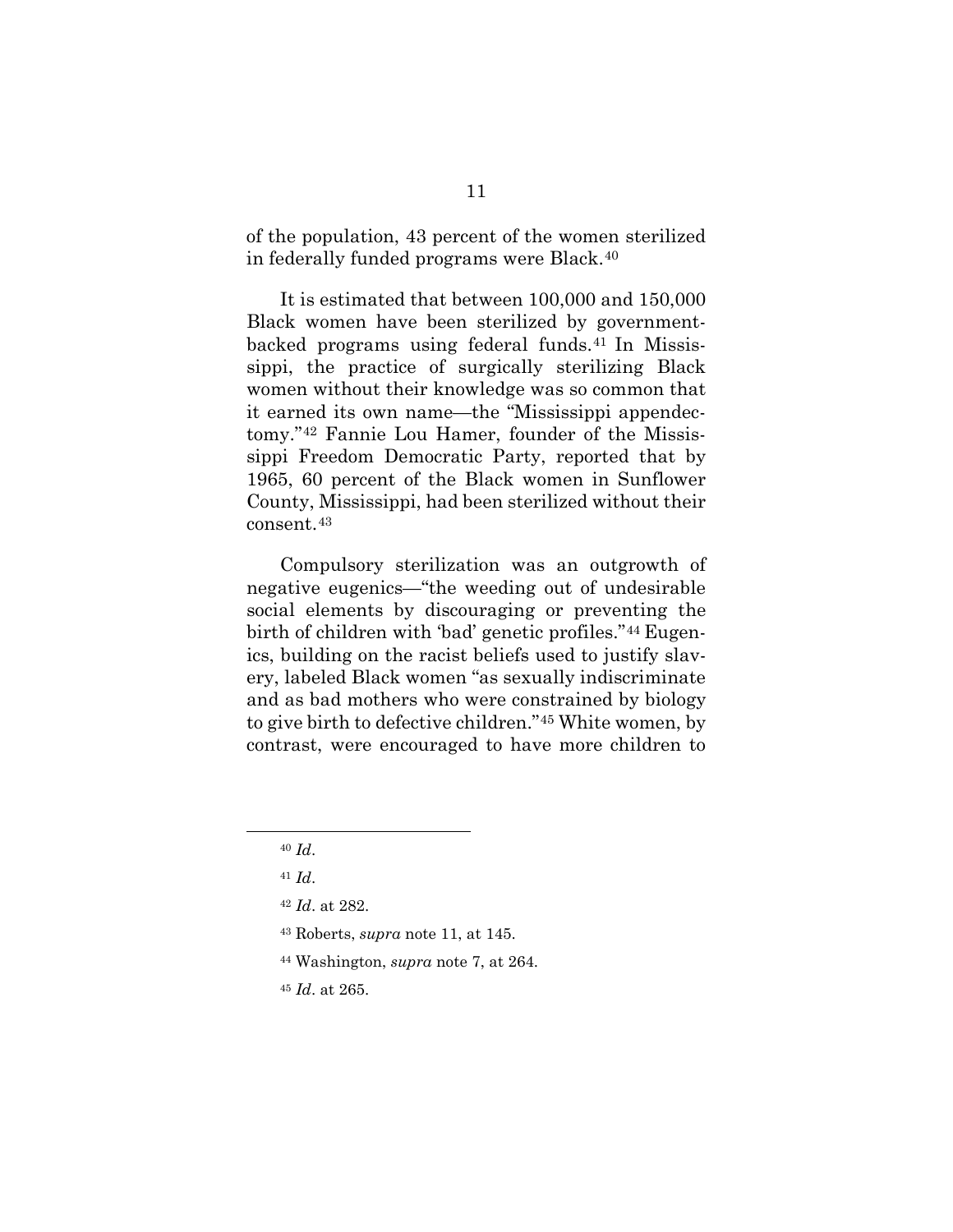of the population, 43 percent of the women sterilized in federally funded programs were Black.[40]

It is estimated that between 100,000 and 150,000 Black women have been sterilized by government-backed programs using federal funds.[41] In Mississippi, the practice of surgically sterilizing Black women without their knowledge was so common that it earned its own name—the "Mississippi appendectomy."[42] Fannie Lou Hamer, founder of the Mississippi Freedom Democratic Party, reported that by 1965, 60 percent of the Black women in Sunflower County, Mississippi, had been sterilized without their consent.[43]

Compulsory sterilization was an outgrowth of negative eugenics—"the weeding out of undesirable social elements by discouraging or preventing the birth of children with 'bad' genetic profiles."[44] Eugenics, building on the racist beliefs used to justify slavery, labeled Black women "as sexually indiscriminate and as bad mothers who were constrained by biology to give birth to defective children."[45] White women, by contrast, were encouraged to have more children to

---

[40] *Id*.

[41] *Id*.

[42] *Id*. at 282.

[43] Roberts, *supra* note 11, at 145.

[44] Washington, *supra* note 7, at 264.

[45] *Id*. at 265.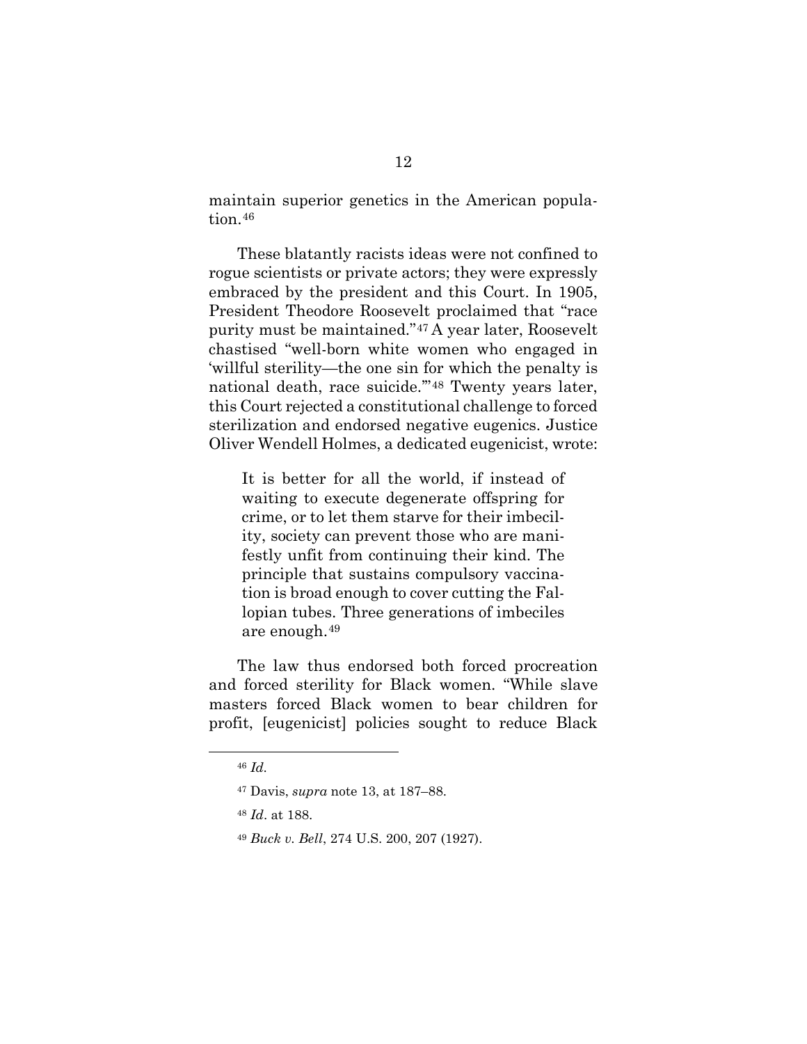maintain superior genetics in the American population.[46]

These blatantly racists ideas were not confined to rogue scientists or private actors; they were expressly embraced by the president and this Court. In 1905, President Theodore Roosevelt proclaimed that "race purity must be maintained."[47] A year later, Roosevelt chastised "well-born white women who engaged in 'willful sterility—the one sin for which the penalty is national death, race suicide.'"[48] Twenty years later, this Court rejected a constitutional challenge to forced sterilization and endorsed negative eugenics. Justice Oliver Wendell Holmes, a dedicated eugenicist, wrote:

> It is better for all the world, if instead of waiting to execute degenerate offspring for crime, or to let them starve for their imbecility, society can prevent those who are manifestly unfit from continuing their kind. The principle that sustains compulsory vaccination is broad enough to cover cutting the Fallopian tubes. Three generations of imbeciles are enough.[49]

The law thus endorsed both forced procreation and forced sterility for Black women. "While slave masters forced Black women to bear children for profit, [eugenicist] policies sought to reduce Black

---

[46] *Id.*

[47] Davis, *supra* note 13, at 187–88.

[48] *Id*. at 188.

[49] *Buck v. Bell*, 274 U.S. 200, 207 (1927).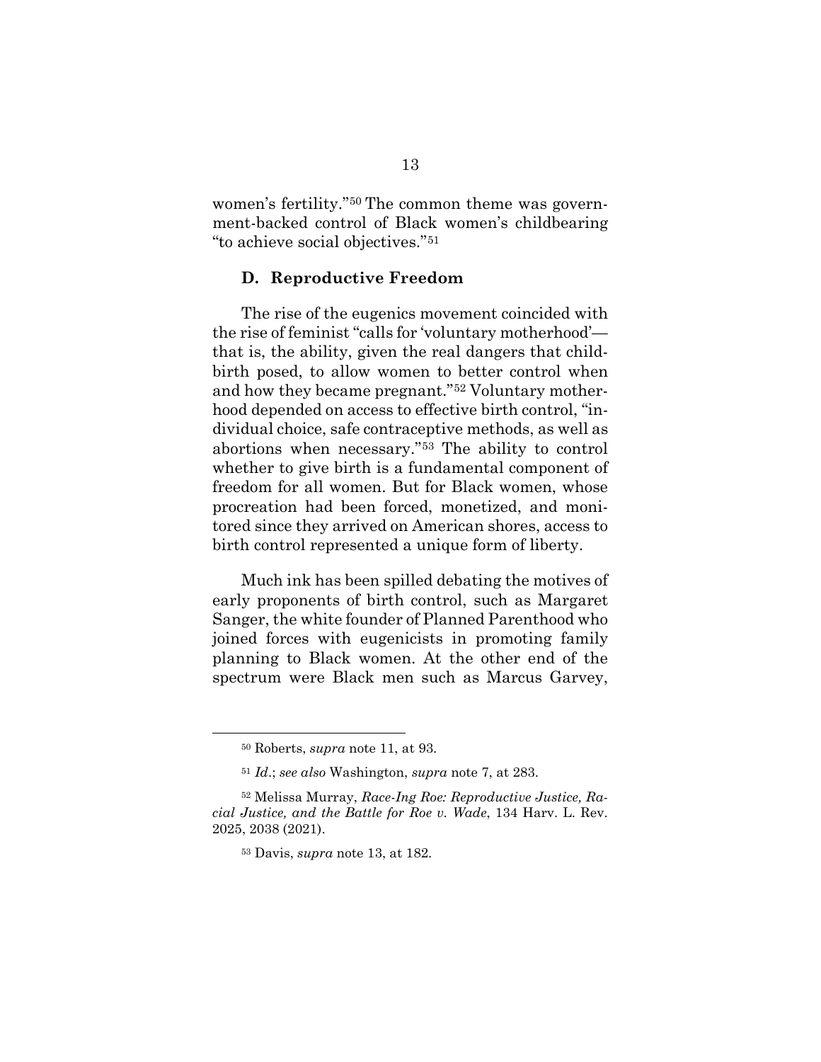women's fertility."[50] The common theme was government-backed control of Black women's childbearing "to achieve social objectives."[51]

### D. Reproductive Freedom

The rise of the eugenics movement coincided with the rise of feminist "calls for 'voluntary motherhood'—that is, the ability, given the real dangers that childbirth posed, to allow women to better control when and how they became pregnant."[52] Voluntary motherhood depended on access to effective birth control, "individual choice, safe contraceptive methods, as well as abortions when necessary."[53] The ability to control whether to give birth is a fundamental component of freedom for all women. But for Black women, whose procreation had been forced, monetized, and monitored since they arrived on American shores, access to birth control represented a unique form of liberty.

Much ink has been spilled debating the motives of early proponents of birth control, such as Margaret Sanger, the white founder of Planned Parenthood who joined forces with eugenicists in promoting family planning to Black women. At the other end of the spectrum were Black men such as Marcus Garvey,

---

[50] Roberts, *supra* note 11, at 93.

[51] *Id.*; *see also* Washington, *supra* note 7, at 283.

[52] Melissa Murray, *Race-Ing Roe: Reproductive Justice, Racial Justice, and the Battle for Roe v. Wade*, 134 Harv. L. Rev. 2025, 2038 (2021).

[53] Davis, *supra* note 13, at 182.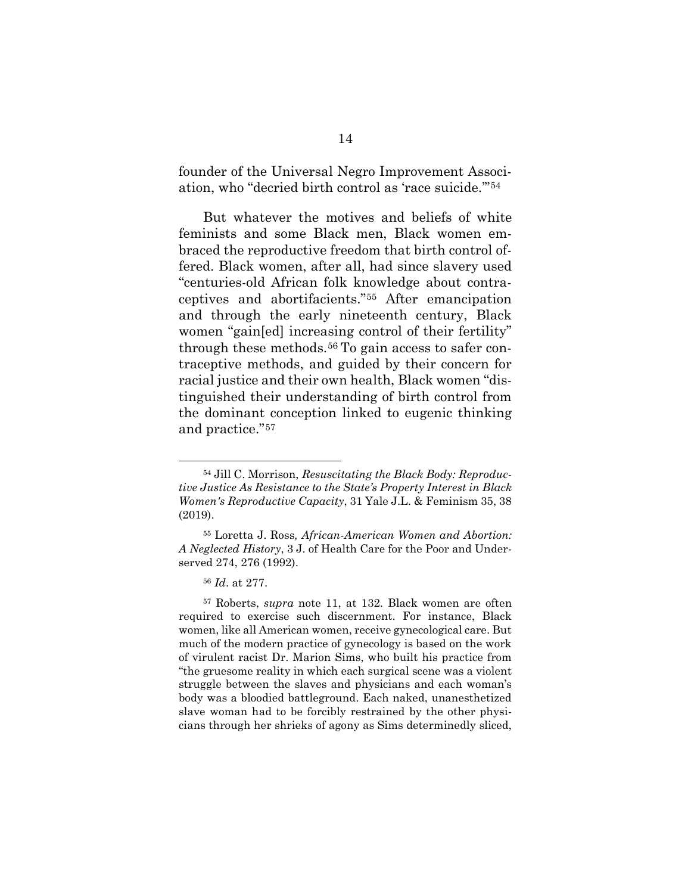founder of the Universal Negro Improvement Association, who "decried birth control as 'race suicide.'"[54]

But whatever the motives and beliefs of white feminists and some Black men, Black women embraced the reproductive freedom that birth control offered. Black women, after all, had since slavery used "centuries-old African folk knowledge about contraceptives and abortifacients."[55] After emancipation and through the early nineteenth century, Black women "gain[ed] increasing control of their fertility" through these methods.[56] To gain access to safer contraceptive methods, and guided by their concern for racial justice and their own health, Black women "distinguished their understanding of birth control from the dominant conception linked to eugenic thinking and practice."[57]

---

[54] Jill C. Morrison, *Resuscitating the Black Body: Reproductive Justice As Resistance to the State's Property Interest in Black Women's Reproductive Capacity*, 31 Yale J.L. & Feminism 35, 38 (2019).

[55] Loretta J. Ross, *African-American Women and Abortion: A Neglected History*, 3 J. of Health Care for the Poor and Underserved 274, 276 (1992).

[56] *Id*. at 277.

[57] Roberts, *supra* note 11, at 132. Black women are often required to exercise such discernment. For instance, Black women, like all American women, receive gynecological care. But much of the modern practice of gynecology is based on the work of virulent racist Dr. Marion Sims, who built his practice from "the gruesome reality in which each surgical scene was a violent struggle between the slaves and physicians and each woman's body was a bloodied battleground. Each naked, unanesthetized slave woman had to be forcibly restrained by the other physicians through her shrieks of agony as Sims determinedly sliced,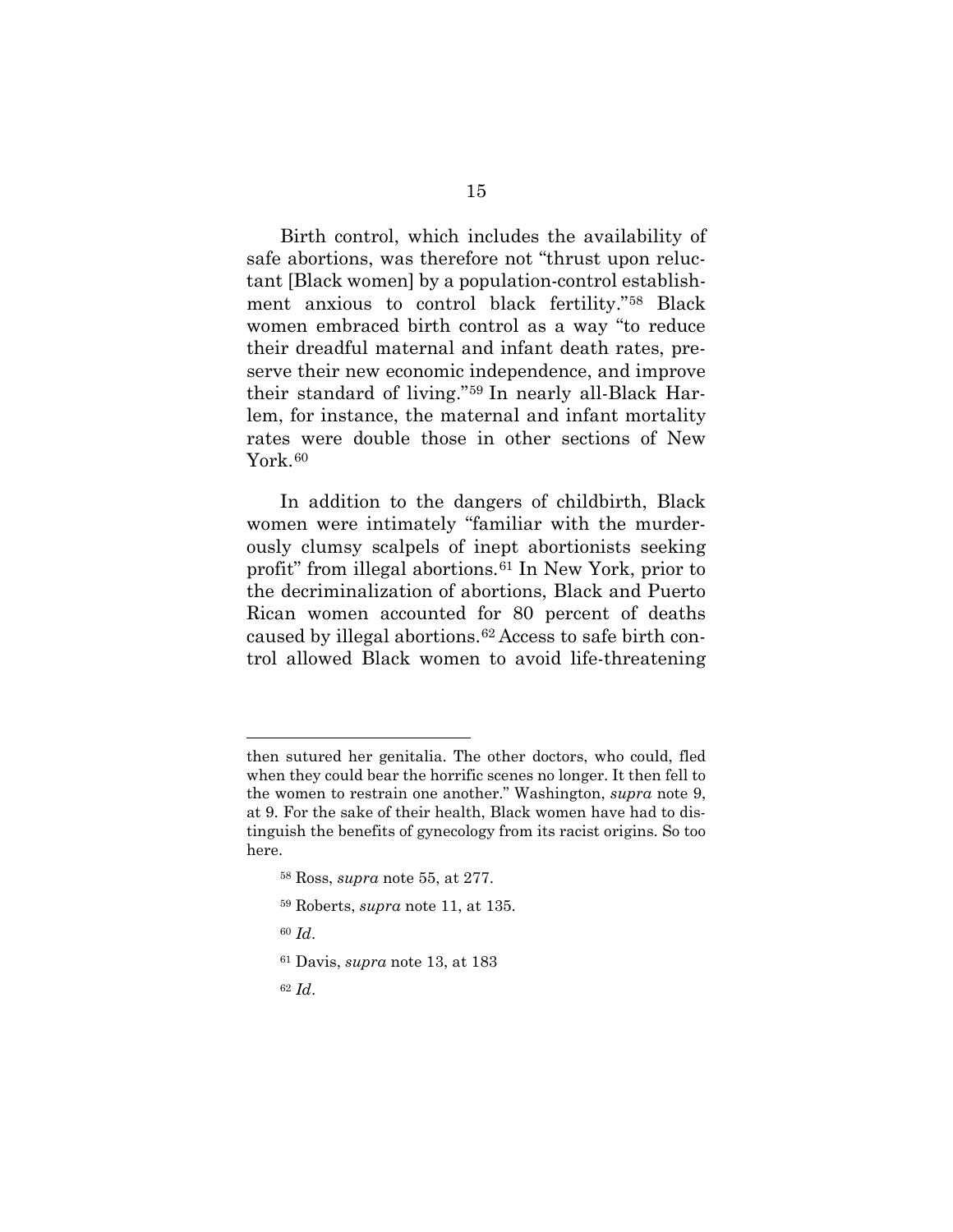Birth control, which includes the availability of safe abortions, was therefore not "thrust upon reluctant [Black women] by a population-control establishment anxious to control black fertility."[58] Black women embraced birth control as a way "to reduce their dreadful maternal and infant death rates, preserve their new economic independence, and improve their standard of living."[59] In nearly all-Black Harlem, for instance, the maternal and infant mortality rates were double those in other sections of New York.[60]

In addition to the dangers of childbirth, Black women were intimately "familiar with the murderously clumsy scalpels of inept abortionists seeking profit" from illegal abortions.[61] In New York, prior to the decriminalization of abortions, Black and Puerto Rican women accounted for 80 percent of deaths caused by illegal abortions.[62] Access to safe birth control allowed Black women to avoid life-threatening

---

then sutured her genitalia. The other doctors, who could, fled when they could bear the horrific scenes no longer. It then fell to the women to restrain one another." Washington, *supra* note 9, at 9. For the sake of their health, Black women have had to distinguish the benefits of gynecology from its racist origins. So too here.

[58] Ross, *supra* note 55, at 277.

[59] Roberts, *supra* note 11, at 135.

[60] *Id*.

[61] Davis, *supra* note 13, at 183

[62] *Id*.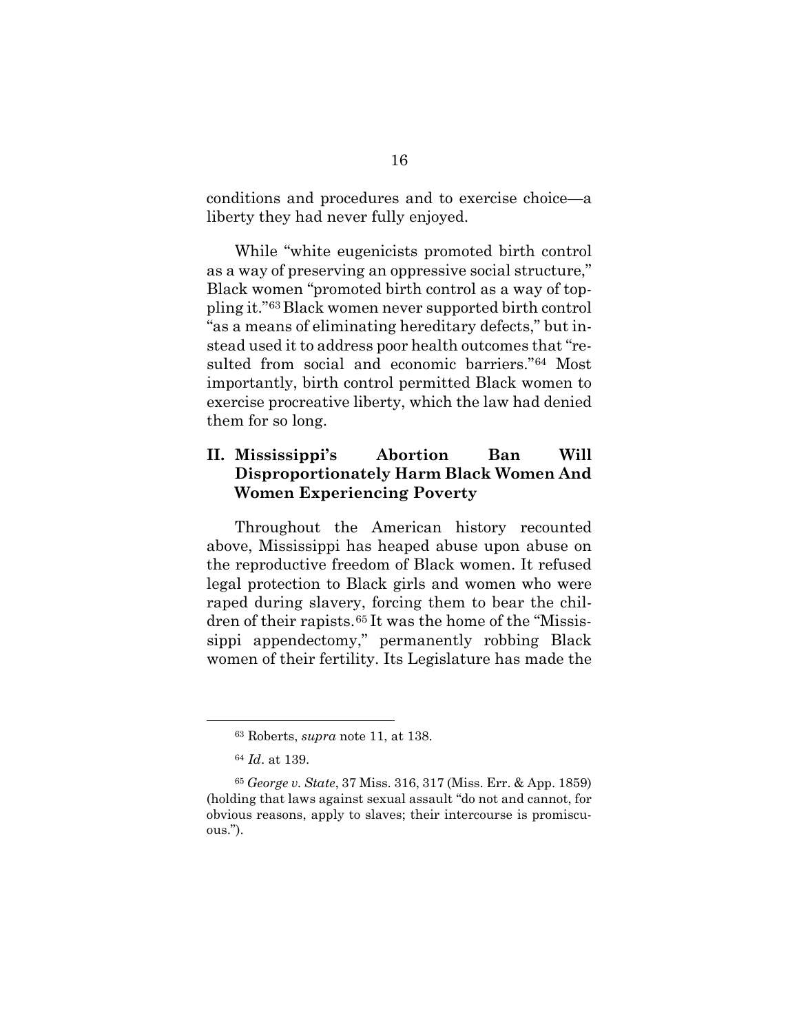conditions and procedures and to exercise choice—a liberty they had never fully enjoyed.

While "white eugenicists promoted birth control as a way of preserving an oppressive social structure," Black women "promoted birth control as a way of toppling it."[63] Black women never supported birth control "as a means of eliminating hereditary defects," but instead used it to address poor health outcomes that "resulted from social and economic barriers."[64] Most importantly, birth control permitted Black women to exercise procreative liberty, which the law had denied them for so long.

## II. Mississippi's Abortion Ban Will Disproportionately Harm Black Women And Women Experiencing Poverty

Throughout the American history recounted above, Mississippi has heaped abuse upon abuse on the reproductive freedom of Black women. It refused legal protection to Black girls and women who were raped during slavery, forcing them to bear the children of their rapists.[65] It was the home of the "Mississippi appendectomy," permanently robbing Black women of their fertility. Its Legislature has made the

---

[63] Roberts, *supra* note 11, at 138.

[64] *Id*. at 139.

[65] *George v. State*, 37 Miss. 316, 317 (Miss. Err. & App. 1859) (holding that laws against sexual assault "do not and cannot, for obvious reasons, apply to slaves; their intercourse is promiscuous.").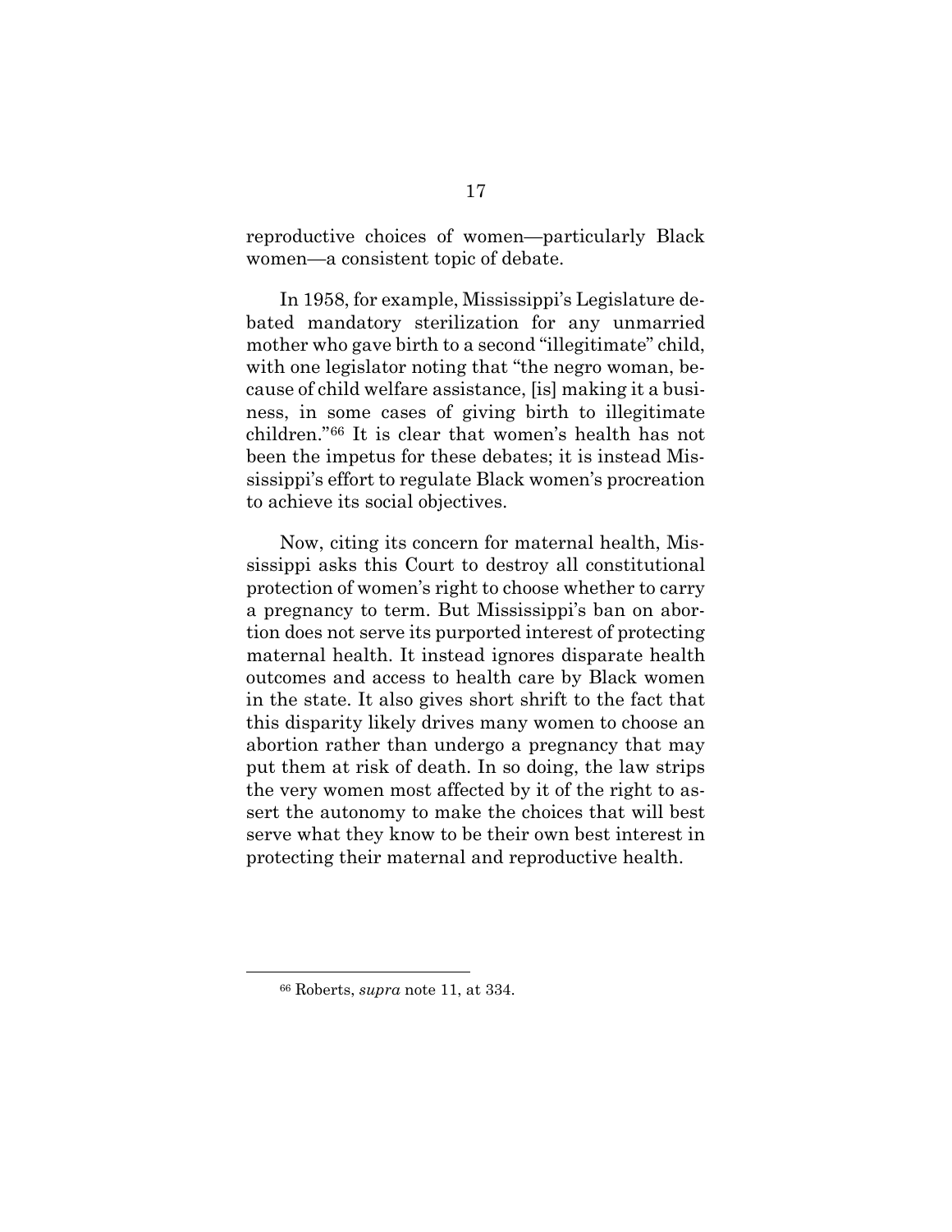reproductive choices of women—particularly Black women—a consistent topic of debate.

In 1958, for example, Mississippi's Legislature debated mandatory sterilization for any unmarried mother who gave birth to a second "illegitimate" child, with one legislator noting that "the negro woman, because of child welfare assistance, [is] making it a business, in some cases of giving birth to illegitimate children."[66] It is clear that women's health has not been the impetus for these debates; it is instead Mississippi's effort to regulate Black women's procreation to achieve its social objectives.

Now, citing its concern for maternal health, Mississippi asks this Court to destroy all constitutional protection of women's right to choose whether to carry a pregnancy to term. But Mississippi's ban on abortion does not serve its purported interest of protecting maternal health. It instead ignores disparate health outcomes and access to health care by Black women in the state. It also gives short shrift to the fact that this disparity likely drives many women to choose an abortion rather than undergo a pregnancy that may put them at risk of death. In so doing, the law strips the very women most affected by it of the right to assert the autonomy to make the choices that will best serve what they know to be their own best interest in protecting their maternal and reproductive health.

---

[66] Roberts, *supra* note 11, at 334.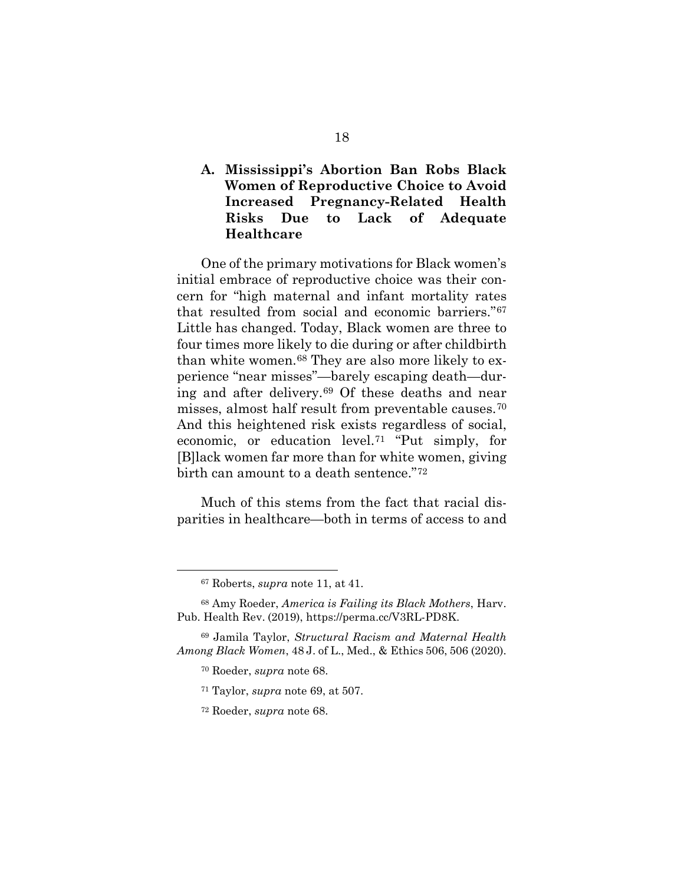### A. Mississippi's Abortion Ban Robs Black Women of Reproductive Choice to Avoid Increased Pregnancy-Related Health Risks Due to Lack of Adequate Healthcare

One of the primary motivations for Black women's initial embrace of reproductive choice was their concern for "high maternal and infant mortality rates that resulted from social and economic barriers."[67] Little has changed. Today, Black women are three to four times more likely to die during or after childbirth than white women.[68] They are also more likely to experience "near misses"—barely escaping death—during and after delivery.[69] Of these deaths and near misses, almost half result from preventable causes.[70] And this heightened risk exists regardless of social, economic, or education level.[71] "Put simply, for [B]lack women far more than for white women, giving birth can amount to a death sentence."[72]

Much of this stems from the fact that racial disparities in healthcare—both in terms of access to and

---

[67] Roberts, *supra* note 11, at 41.

[68] Amy Roeder, *America is Failing its Black Mothers*, Harv. Pub. Health Rev. (2019), https://perma.cc/V3RL-PD8K.

[69] Jamila Taylor, *Structural Racism and Maternal Health Among Black Women*, 48 J. of L., Med., & Ethics 506, 506 (2020).

[70] Roeder, *supra* note 68.

[71] Taylor, *supra* note 69, at 507.

[72] Roeder, *supra* note 68.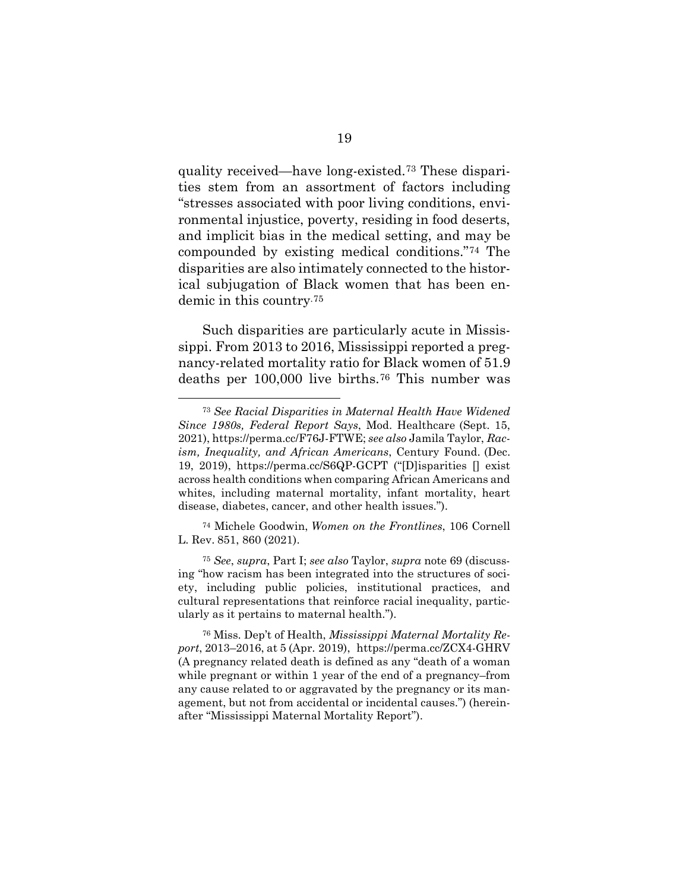quality received—have long-existed.[73] These disparities stem from an assortment of factors including "stresses associated with poor living conditions, environmental injustice, poverty, residing in food deserts, and implicit bias in the medical setting, and may be compounded by existing medical conditions."[74] The disparities are also intimately connected to the historical subjugation of Black women that has been endemic in this country.[75]

Such disparities are particularly acute in Mississippi. From 2013 to 2016, Mississippi reported a pregnancy-related mortality ratio for Black women of 51.9 deaths per 100,000 live births.[76] This number was

---

[73] *See Racial Disparities in Maternal Health Have Widened Since 1980s, Federal Report Says*, Mod. Healthcare (Sept. 15, 2021), https://perma.cc/F76J-FTWE; *see also* Jamila Taylor, *Racism, Inequality, and African Americans*, Century Found. (Dec. 19, 2019), https://perma.cc/S6QP-GCPT ("[D]isparities [] exist across health conditions when comparing African Americans and whites, including maternal mortality, infant mortality, heart disease, diabetes, cancer, and other health issues.").

[74] Michele Goodwin, *Women on the Frontlines*, 106 Cornell L. Rev. 851, 860 (2021).

[75] *See*, *supra*, Part I; *see also* Taylor, *supra* note 69 (discussing "how racism has been integrated into the structures of society, including public policies, institutional practices, and cultural representations that reinforce racial inequality, particularly as it pertains to maternal health.").

[76] Miss. Dep't of Health, *Mississippi Maternal Mortality Report*, 2013–2016, at 5 (Apr. 2019), https://perma.cc/ZCX4-GHRV (A pregnancy related death is defined as any "death of a woman while pregnant or within 1 year of the end of a pregnancy–from any cause related to or aggravated by the pregnancy or its management, but not from accidental or incidental causes.") (hereinafter "Mississippi Maternal Mortality Report").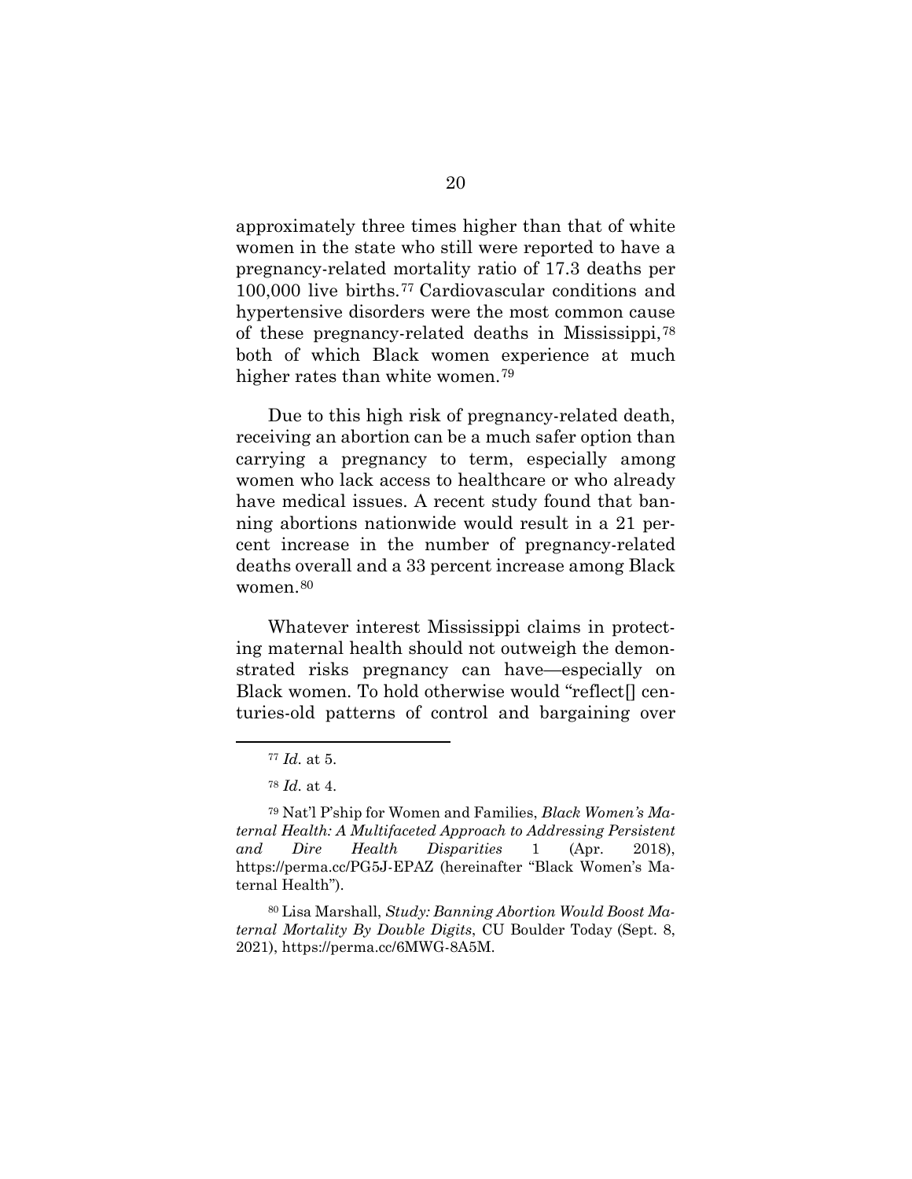approximately three times higher than that of white women in the state who still were reported to have a pregnancy-related mortality ratio of 17.3 deaths per 100,000 live births.[77] Cardiovascular conditions and hypertensive disorders were the most common cause of these pregnancy-related deaths in Mississippi,[78] both of which Black women experience at much higher rates than white women.[79]

Due to this high risk of pregnancy-related death, receiving an abortion can be a much safer option than carrying a pregnancy to term, especially among women who lack access to healthcare or who already have medical issues. A recent study found that banning abortions nationwide would result in a 21 percent increase in the number of pregnancy-related deaths overall and a 33 percent increase among Black women.[80]

Whatever interest Mississippi claims in protecting maternal health should not outweigh the demonstrated risks pregnancy can have—especially on Black women. To hold otherwise would "reflect[] centuries-old patterns of control and bargaining over

---

[77] *Id.* at 5.

[78] *Id.* at 4.

[79] Nat'l P'ship for Women and Families, *Black Women's Maternal Health: A Multifaceted Approach to Addressing Persistent and Dire Health Disparities* 1 (Apr. 2018), https://perma.cc/PG5J-EPAZ (hereinafter "Black Women's Maternal Health").

[80] Lisa Marshall, *Study: Banning Abortion Would Boost Maternal Mortality By Double Digits*, CU Boulder Today (Sept. 8, 2021), https://perma.cc/6MWG-8A5M.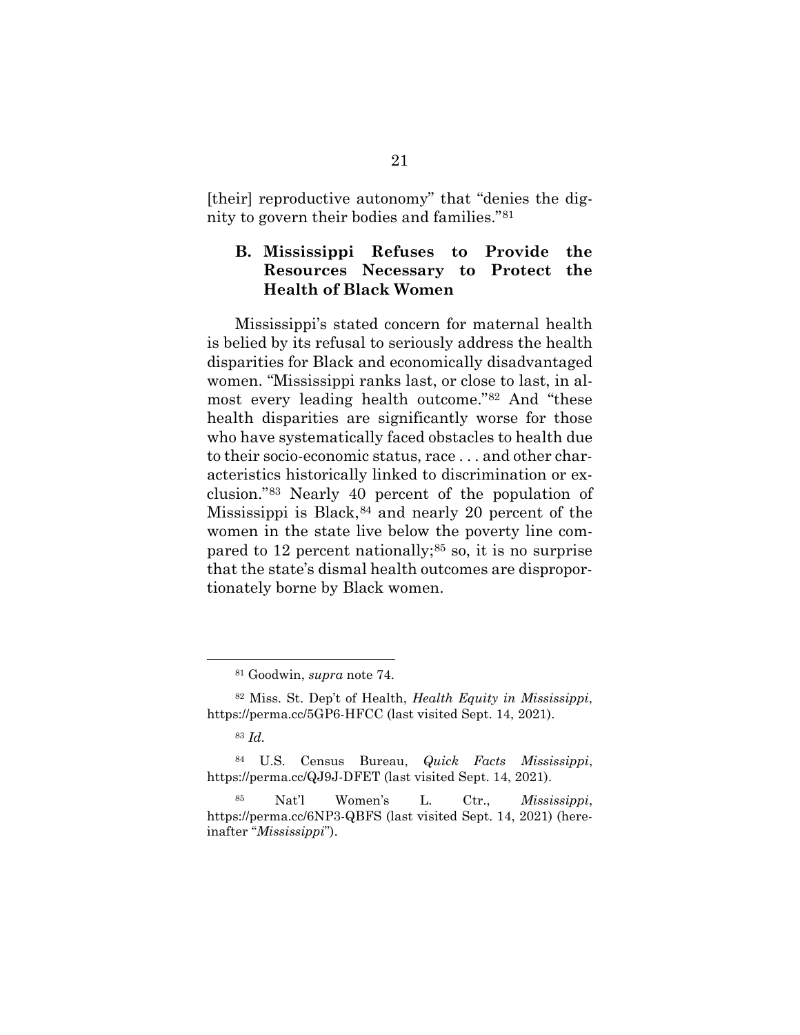[their] reproductive autonomy" that "denies the dignity to govern their bodies and families."[81]

### B. Mississippi Refuses to Provide the Resources Necessary to Protect the Health of Black Women

Mississippi's stated concern for maternal health is belied by its refusal to seriously address the health disparities for Black and economically disadvantaged women. "Mississippi ranks last, or close to last, in almost every leading health outcome."[82] And "these health disparities are significantly worse for those who have systematically faced obstacles to health due to their socio-economic status, race . . . and other characteristics historically linked to discrimination or exclusion."[83] Nearly 40 percent of the population of Mississippi is Black,[84] and nearly 20 percent of the women in the state live below the poverty line compared to 12 percent nationally;[85] so, it is no surprise that the state's dismal health outcomes are disproportionately borne by Black women.

---

[81] Goodwin, *supra* note 74.

[82] Miss. St. Dep't of Health, *Health Equity in Mississippi*, https://perma.cc/5GP6-HFCC (last visited Sept. 14, 2021).

[83] *Id.*

[84] U.S. Census Bureau, *Quick Facts Mississippi*, https://perma.cc/QJ9J-DFET (last visited Sept. 14, 2021).

[85] Nat'l Women's L. Ctr., *Mississippi*, https://perma.cc/6NP3-QBFS (last visited Sept. 14, 2021) (hereinafter "*Mississippi*").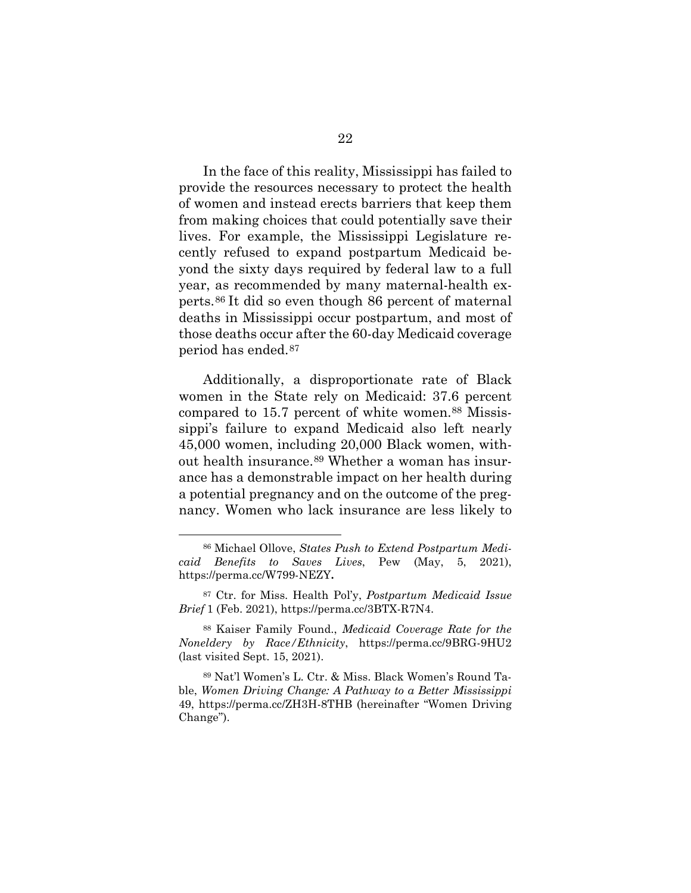In the face of this reality, Mississippi has failed to provide the resources necessary to protect the health of women and instead erects barriers that keep them from making choices that could potentially save their lives. For example, the Mississippi Legislature recently refused to expand postpartum Medicaid beyond the sixty days required by federal law to a full year, as recommended by many maternal-health experts.[86] It did so even though 86 percent of maternal deaths in Mississippi occur postpartum, and most of those deaths occur after the 60-day Medicaid coverage period has ended.[87]

Additionally, a disproportionate rate of Black women in the State rely on Medicaid: 37.6 percent compared to 15.7 percent of white women.[88] Mississippi's failure to expand Medicaid also left nearly 45,000 women, including 20,000 Black women, without health insurance.[89] Whether a woman has insurance has a demonstrable impact on her health during a potential pregnancy and on the outcome of the pregnancy. Women who lack insurance are less likely to

---

[86] Michael Ollove, *States Push to Extend Postpartum Medicaid Benefits to Saves Lives*, Pew (May, 5, 2021), https://perma.cc/W799-NEZY.

[87] Ctr. for Miss. Health Pol'y, *Postpartum Medicaid Issue Brief* 1 (Feb. 2021), https://perma.cc/3BTX-R7N4.

[88] Kaiser Family Found., *Medicaid Coverage Rate for the Noneldery by Race/Ethnicity*, https://perma.cc/9BRG-9HU2 (last visited Sept. 15, 2021).

[89] Nat'l Women's L. Ctr. & Miss. Black Women's Round Table, *Women Driving Change: A Pathway to a Better Mississippi* 49, https://perma.cc/ZH3H-8THB (hereinafter "Women Driving Change").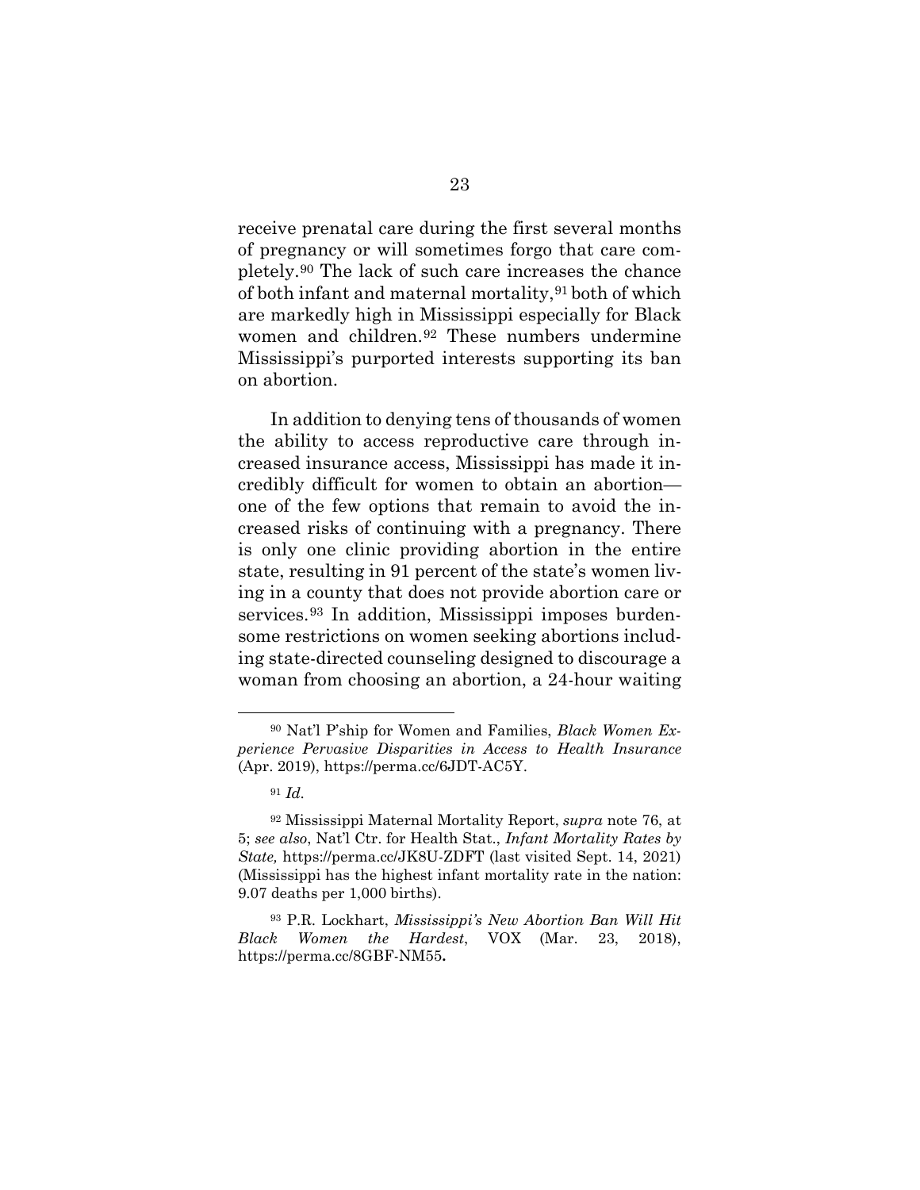receive prenatal care during the first several months of pregnancy or will sometimes forgo that care completely.[90] The lack of such care increases the chance of both infant and maternal mortality,[91] both of which are markedly high in Mississippi especially for Black women and children.[92] These numbers undermine Mississippi's purported interests supporting its ban on abortion.

In addition to denying tens of thousands of women the ability to access reproductive care through increased insurance access, Mississippi has made it incredibly difficult for women to obtain an abortion—one of the few options that remain to avoid the increased risks of continuing with a pregnancy. There is only one clinic providing abortion in the entire state, resulting in 91 percent of the state's women living in a county that does not provide abortion care or services.[93] In addition, Mississippi imposes burdensome restrictions on women seeking abortions including state-directed counseling designed to discourage a woman from choosing an abortion, a 24-hour waiting

---

[90] Nat'l P'ship for Women and Families, *Black Women Experience Pervasive Disparities in Access to Health Insurance* (Apr. 2019), https://perma.cc/6JDT-AC5Y.

[91] *Id.*

[92] Mississippi Maternal Mortality Report, *supra* note 76, at 5; *see also*, Nat'l Ctr. for Health Stat., *Infant Mortality Rates by State,* https://perma.cc/JK8U-ZDFT (last visited Sept. 14, 2021) (Mississippi has the highest infant mortality rate in the nation: 9.07 deaths per 1,000 births).

[93] P.R. Lockhart, *Mississippi's New Abortion Ban Will Hit Black Women the Hardest*, VOX (Mar. 23, 2018), https://perma.cc/8GBF-NM55**.**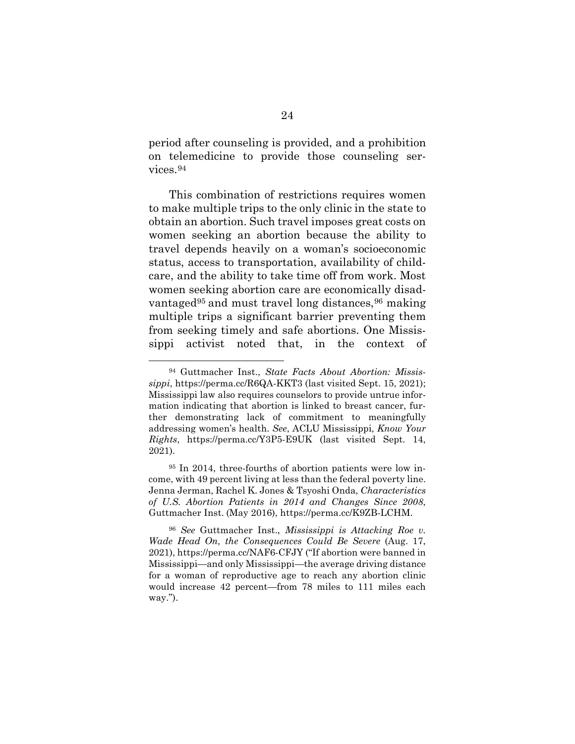period after counseling is provided, and a prohibition on telemedicine to provide those counseling services.[94]

This combination of restrictions requires women to make multiple trips to the only clinic in the state to obtain an abortion. Such travel imposes great costs on women seeking an abortion because the ability to travel depends heavily on a woman's socioeconomic status, access to transportation, availability of childcare, and the ability to take time off from work. Most women seeking abortion care are economically disadvantaged[95] and must travel long distances,[96] making multiple trips a significant barrier preventing them from seeking timely and safe abortions. One Mississippi activist noted that, in the context of

---

[94] Guttmacher Inst., *State Facts About Abortion: Mississippi*, https://perma.cc/R6QA-KKT3 (last visited Sept. 15, 2021); Mississippi law also requires counselors to provide untrue information indicating that abortion is linked to breast cancer, further demonstrating lack of commitment to meaningfully addressing women's health. *See*, ACLU Mississippi, *Know Your Rights*, https://perma.cc/Y3P5-E9UK (last visited Sept. 14, 2021).

[95] In 2014, three-fourths of abortion patients were low income, with 49 percent living at less than the federal poverty line. Jenna Jerman, Rachel K. Jones & Tsyoshi Onda, *Characteristics of U.S. Abortion Patients in 2014 and Changes Since 2008*, Guttmacher Inst. (May 2016), https://perma.cc/K9ZB-LCHM.

[96] *See* Guttmacher Inst., *Mississippi is Attacking Roe v. Wade Head On, the Consequences Could Be Severe* (Aug. 17, 2021), https://perma.cc/NAF6-CFJY ("If abortion were banned in Mississippi—and only Mississippi—the average driving distance for a woman of reproductive age to reach any abortion clinic would increase 42 percent—from 78 miles to 111 miles each way.").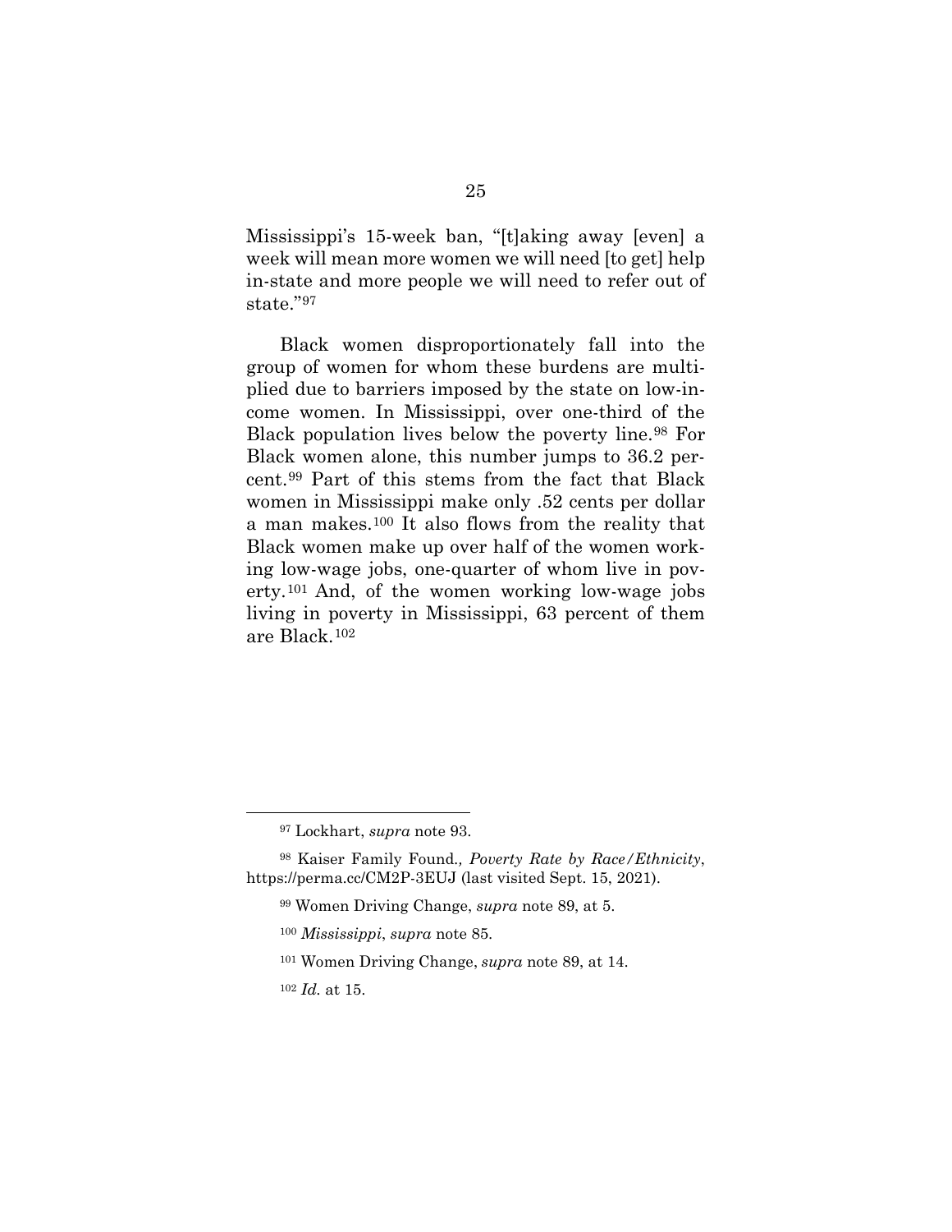Mississippi's 15-week ban, "[t]aking away [even] a week will mean more women we will need [to get] help in-state and more people we will need to refer out of state."[97]

Black women disproportionately fall into the group of women for whom these burdens are multiplied due to barriers imposed by the state on low-income women. In Mississippi, over one-third of the Black population lives below the poverty line.[98] For Black women alone, this number jumps to 36.2 percent.[99] Part of this stems from the fact that Black women in Mississippi make only .52 cents per dollar a man makes.[100] It also flows from the reality that Black women make up over half of the women working low-wage jobs, one-quarter of whom live in poverty.[101] And, of the women working low-wage jobs living in poverty in Mississippi, 63 percent of them are Black.[102]

---

[97] Lockhart, *supra* note 93.

[98] Kaiser Family Found., *Poverty Rate by Race/Ethnicity*, https://perma.cc/CM2P-3EUJ (last visited Sept. 15, 2021).

[99] Women Driving Change, *supra* note 89, at 5.

[100] *Mississippi*, *supra* note 85.

[101] Women Driving Change, *supra* note 89, at 14.

[102] *Id.* at 15.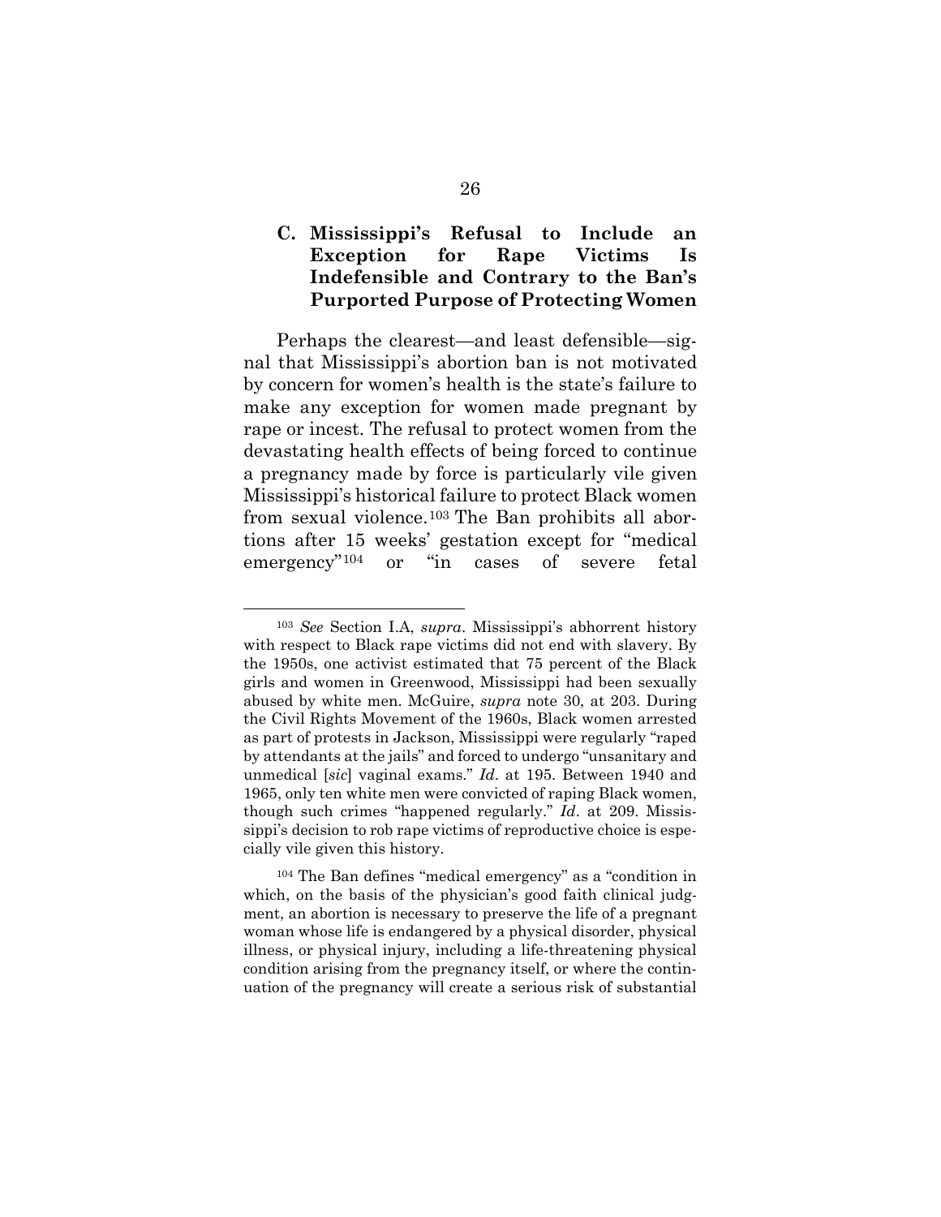### C. Mississippi's Refusal to Include an Exception for Rape Victims Is Indefensible and Contrary to the Ban's Purported Purpose of Protecting Women

Perhaps the clearest—and least defensible—signal that Mississippi's abortion ban is not motivated by concern for women's health is the state's failure to make any exception for women made pregnant by rape or incest. The refusal to protect women from the devastating health effects of being forced to continue a pregnancy made by force is particularly vile given Mississippi's historical failure to protect Black women from sexual violence.[103] The Ban prohibits all abortions after 15 weeks' gestation except for "medical emergency"[104] or "in cases of severe fetal

---

[103] *See* Section I.A, *supra*. Mississippi's abhorrent history with respect to Black rape victims did not end with slavery. By the 1950s, one activist estimated that 75 percent of the Black girls and women in Greenwood, Mississippi had been sexually abused by white men. McGuire, *supra* note 30, at 203. During the Civil Rights Movement of the 1960s, Black women arrested as part of protests in Jackson, Mississippi were regularly "raped by attendants at the jails" and forced to undergo "unsanitary and unmedical [*sic*] vaginal exams." *Id*. at 195. Between 1940 and 1965, only ten white men were convicted of raping Black women, though such crimes "happened regularly." *Id*. at 209. Mississippi's decision to rob rape victims of reproductive choice is especially vile given this history.

[104] The Ban defines "medical emergency" as a "condition in which, on the basis of the physician's good faith clinical judgment, an abortion is necessary to preserve the life of a pregnant woman whose life is endangered by a physical disorder, physical illness, or physical injury, including a life-threatening physical condition arising from the pregnancy itself, or where the continuation of the pregnancy will create a serious risk of substantial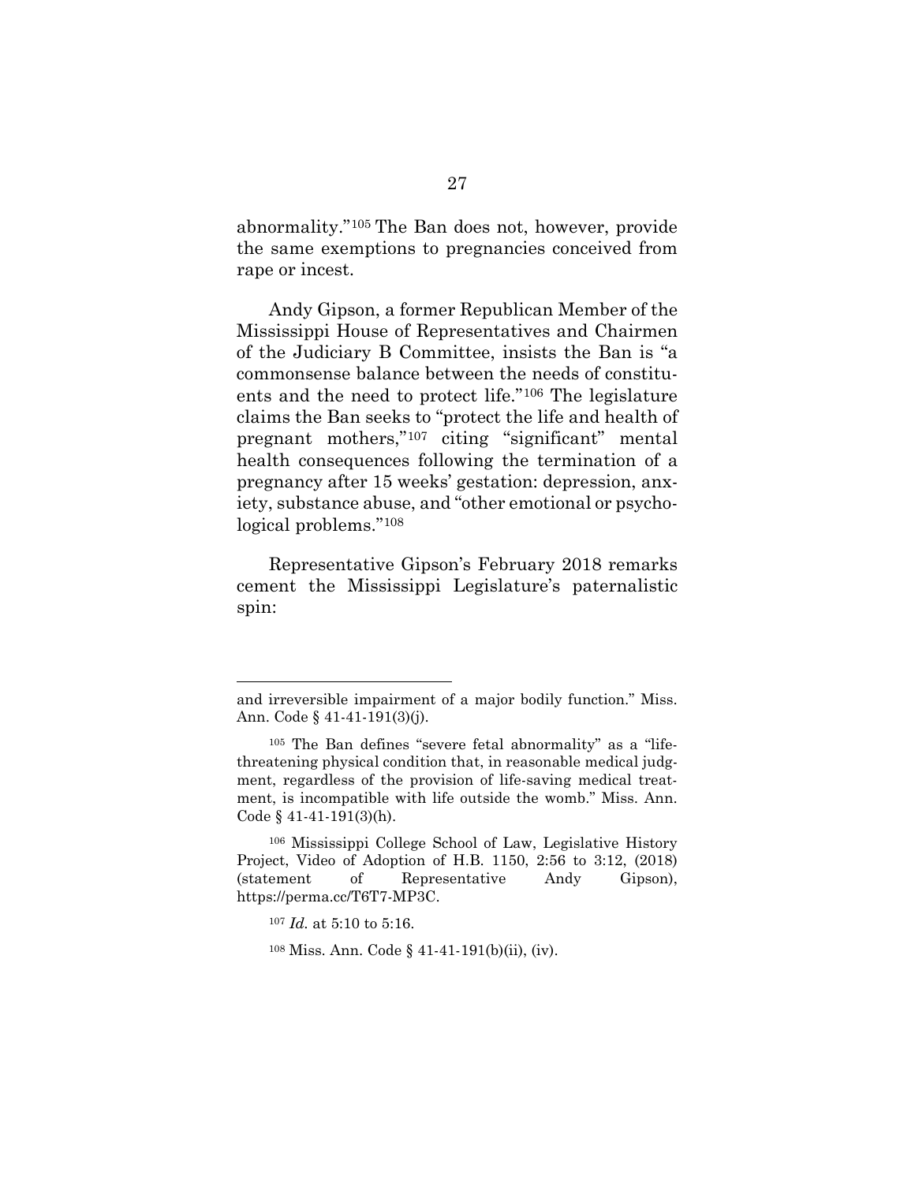abnormality."[105] The Ban does not, however, provide the same exemptions to pregnancies conceived from rape or incest.

Andy Gipson, a former Republican Member of the Mississippi House of Representatives and Chairmen of the Judiciary B Committee, insists the Ban is "a commonsense balance between the needs of constituents and the need to protect life."[106] The legislature claims the Ban seeks to "protect the life and health of pregnant mothers,"[107] citing "significant" mental health consequences following the termination of a pregnancy after 15 weeks' gestation: depression, anxiety, substance abuse, and "other emotional or psychological problems."[108]

Representative Gipson's February 2018 remarks cement the Mississippi Legislature's paternalistic spin:

---

and irreversible impairment of a major bodily function." Miss. Ann. Code § 41-41-191(3)(j).

[105] The Ban defines "severe fetal abnormality" as a "life-threatening physical condition that, in reasonable medical judgment, regardless of the provision of life-saving medical treatment, is incompatible with life outside the womb." Miss. Ann. Code § 41-41-191(3)(h).

[106] Mississippi College School of Law, Legislative History Project, Video of Adoption of H.B. 1150, 2:56 to 3:12, (2018) (statement of Representative Andy Gipson), https://perma.cc/T6T7-MP3C.

[107] *Id.* at 5:10 to 5:16.

[108] Miss. Ann. Code § 41-41-191(b)(ii), (iv).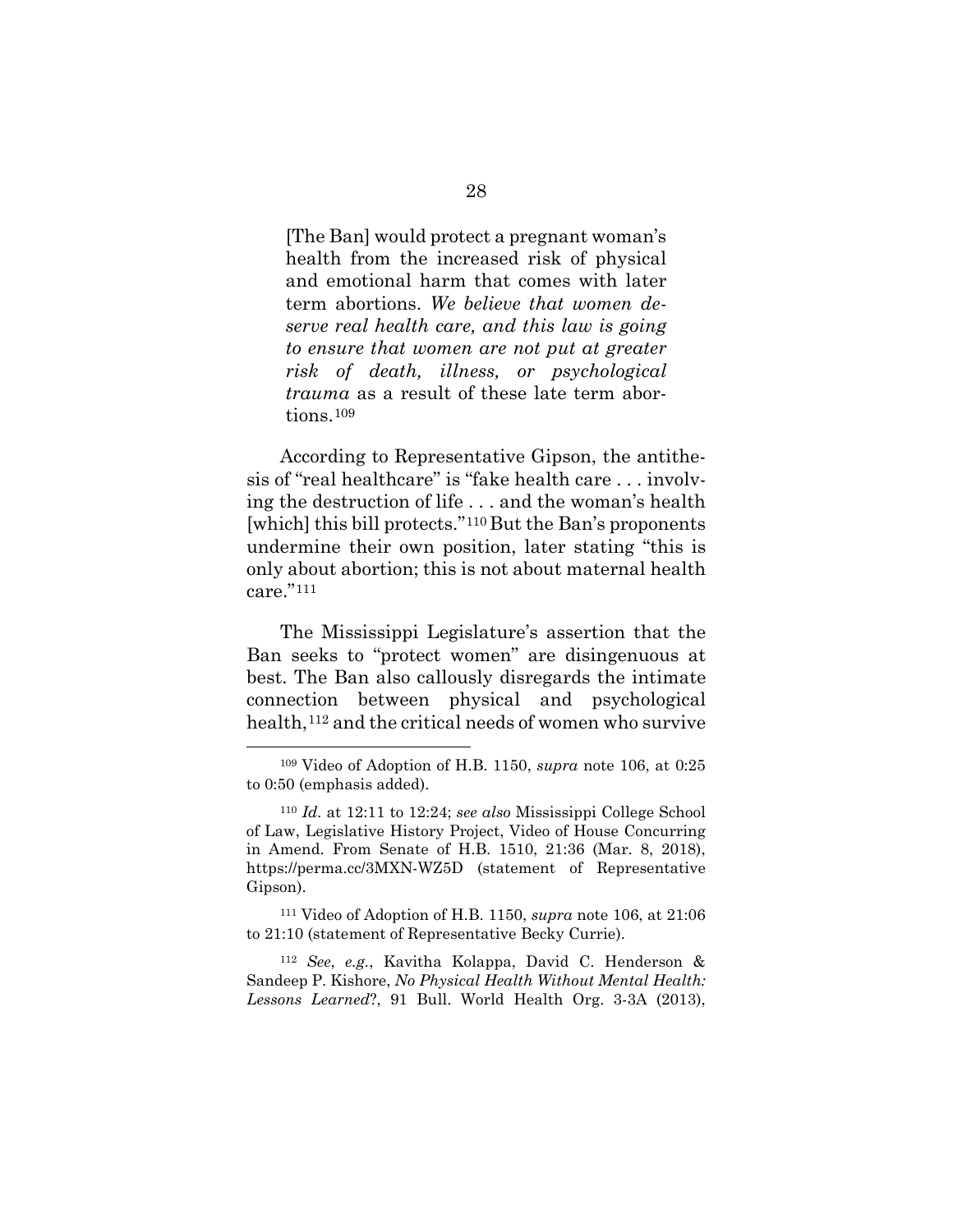> [The Ban] would protect a pregnant woman's health from the increased risk of physical and emotional harm that comes with later term abortions. *We believe that women deserve real health care, and this law is going to ensure that women are not put at greater risk of death, illness, or psychological trauma* as a result of these late term abortions.[109]

According to Representative Gipson, the antithesis of "real healthcare" is "fake health care . . . involving the destruction of life . . . and the woman's health [which] this bill protects."[110] But the Ban's proponents undermine their own position, later stating "this is only about abortion; this is not about maternal health care."[111]

The Mississippi Legislature's assertion that the Ban seeks to "protect women" are disingenuous at best. The Ban also callously disregards the intimate connection between physical and psychological health,[112] and the critical needs of women who survive

---

[109] Video of Adoption of H.B. 1150, *supra* note 106, at 0:25 to 0:50 (emphasis added).

[110] *Id.* at 12:11 to 12:24; *see also* Mississippi College School of Law, Legislative History Project, Video of House Concurring in Amend. From Senate of H.B. 1510, 21:36 (Mar. 8, 2018), https://perma.cc/3MXN-WZ5D (statement of Representative Gipson).

[111] Video of Adoption of H.B. 1150, *supra* note 106, at 21:06 to 21:10 (statement of Representative Becky Currie).

[112] *See*, *e.g.*, Kavitha Kolappa, David C. Henderson & Sandeep P. Kishore, *No Physical Health Without Mental Health: Lessons Learned*?, 91 Bull. World Health Org. 3-3A (2013),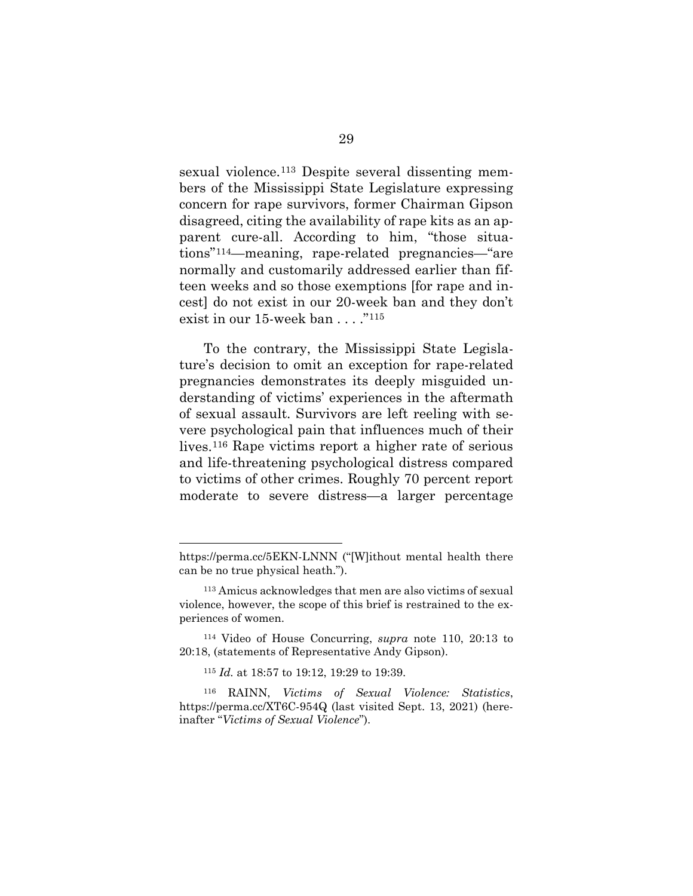sexual violence.[113] Despite several dissenting members of the Mississippi State Legislature expressing concern for rape survivors, former Chairman Gipson disagreed, citing the availability of rape kits as an apparent cure-all. According to him, "those situations"[114]—meaning, rape-related pregnancies—"are normally and customarily addressed earlier than fifteen weeks and so those exemptions [for rape and incest] do not exist in our 20-week ban and they don't exist in our 15-week ban . . . ."[115]

To the contrary, the Mississippi State Legislature's decision to omit an exception for rape-related pregnancies demonstrates its deeply misguided understanding of victims' experiences in the aftermath of sexual assault. Survivors are left reeling with severe psychological pain that influences much of their lives.[116] Rape victims report a higher rate of serious and life-threatening psychological distress compared to victims of other crimes. Roughly 70 percent report moderate to severe distress—a larger percentage

---

https://perma.cc/5EKN-LNNN ("[W]ithout mental health there can be no true physical heath.").

[113] Amicus acknowledges that men are also victims of sexual violence, however, the scope of this brief is restrained to the experiences of women.

[114] Video of House Concurring, *supra* note 110, 20:13 to 20:18, (statements of Representative Andy Gipson).

[115] *Id.* at 18:57 to 19:12, 19:29 to 19:39.

[116] RAINN, *Victims of Sexual Violence: Statistics*, https://perma.cc/XT6C-954Q (last visited Sept. 13, 2021) (hereinafter "*Victims of Sexual Violence*").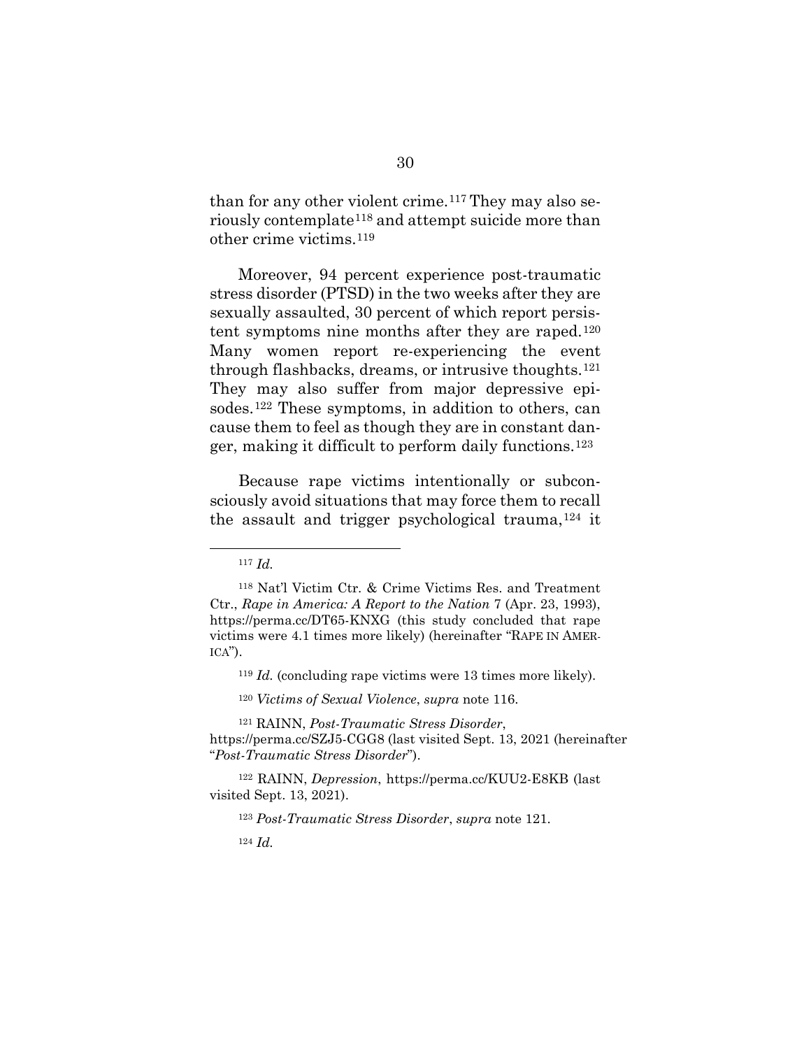than for any other violent crime.[117] They may also seriously contemplate[118] and attempt suicide more than other crime victims.[119]

Moreover, 94 percent experience post-traumatic stress disorder (PTSD) in the two weeks after they are sexually assaulted, 30 percent of which report persistent symptoms nine months after they are raped.[120] Many women report re-experiencing the event through flashbacks, dreams, or intrusive thoughts.[121] They may also suffer from major depressive episodes.[122] These symptoms, in addition to others, can cause them to feel as though they are in constant danger, making it difficult to perform daily functions.[123]

Because rape victims intentionally or subconsciously avoid situations that may force them to recall the assault and trigger psychological trauma,[124] it

---

[117] *Id.*

[118] Nat'l Victim Ctr. & Crime Victims Res. and Treatment Ctr., *Rape in America: A Report to the Nation* 7 (Apr. 23, 1993), https://perma.cc/DT65-KNXG (this study concluded that rape victims were 4.1 times more likely) (hereinafter "RAPE IN AMERICA").

[119] *Id.* (concluding rape victims were 13 times more likely).

[120] *Victims of Sexual Violence*, *supra* note 116.

[121] RAINN, *Post-Traumatic Stress Disorder*, https://perma.cc/SZJ5-CGG8 (last visited Sept. 13, 2021 (hereinafter "*Post-Traumatic Stress Disorder*").

[122] RAINN, *Depression*, https://perma.cc/KUU2-E8KB (last visited Sept. 13, 2021).

[123] *Post-Traumatic Stress Disorder*, *supra* note 121.

[124] *Id.*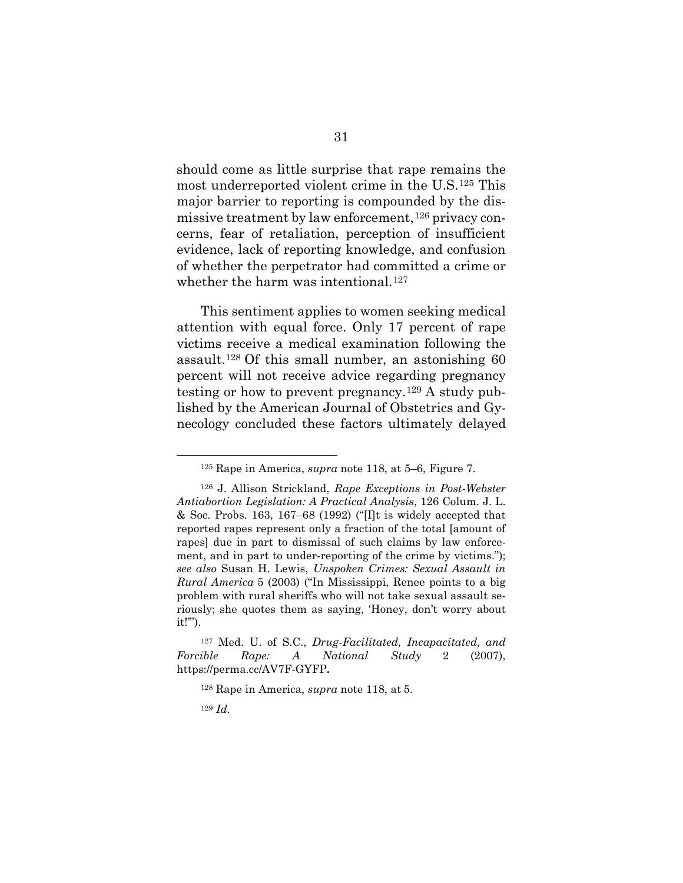should come as little surprise that rape remains the most underreported violent crime in the U.S.[125] This major barrier to reporting is compounded by the dismissive treatment by law enforcement,[126] privacy concerns, fear of retaliation, perception of insufficient evidence, lack of reporting knowledge, and confusion of whether the perpetrator had committed a crime or whether the harm was intentional.[127]

This sentiment applies to women seeking medical attention with equal force. Only 17 percent of rape victims receive a medical examination following the assault.[128] Of this small number, an astonishing 60 percent will not receive advice regarding pregnancy testing or how to prevent pregnancy.[129] A study published by the American Journal of Obstetrics and Gynecology concluded these factors ultimately delayed

---

[125] Rape in America, *supra* note 118, at 5–6, Figure 7.

[126] J. Allison Strickland, *Rape Exceptions in Post-Webster Antiabortion Legislation: A Practical Analysis*, 126 Colum. J. L. & Soc. Probs. 163, 167–68 (1992) ("[I]t is widely accepted that reported rapes represent only a fraction of the total [amount of rapes] due in part to dismissal of such claims by law enforcement, and in part to under-reporting of the crime by victims."); *see also* Susan H. Lewis, *Unspoken Crimes: Sexual Assault in Rural America* 5 (2003) ("In Mississippi, Renee points to a big problem with rural sheriffs who will not take sexual assault seriously; she quotes them as saying, 'Honey, don't worry about it!'").

[127] Med. U. of S.C., *Drug-Facilitated, Incapacitated, and Forcible Rape: A National Study* 2 (2007), https://perma.cc/AV7F-GYFP**.**

[128] Rape in America, *supra* note 118, at 5.

[129] *Id.*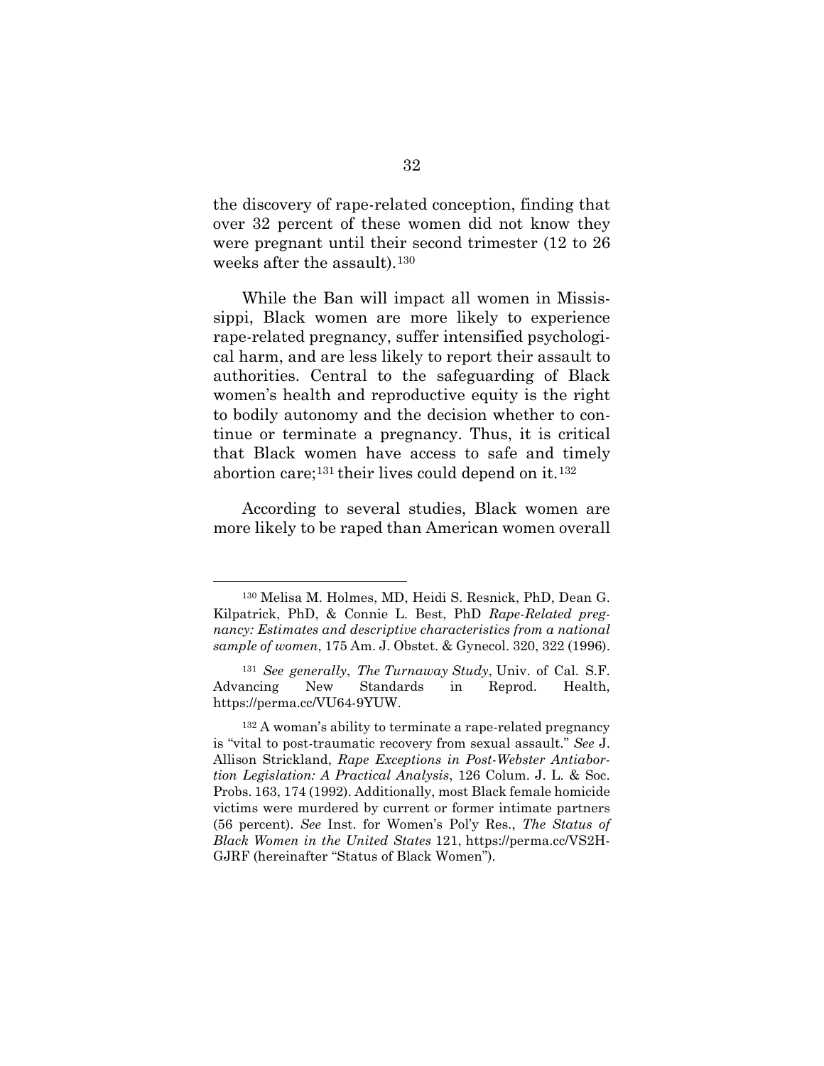the discovery of rape-related conception, finding that over 32 percent of these women did not know they were pregnant until their second trimester (12 to 26 weeks after the assault).[130]

While the Ban will impact all women in Mississippi, Black women are more likely to experience rape-related pregnancy, suffer intensified psychological harm, and are less likely to report their assault to authorities. Central to the safeguarding of Black women's health and reproductive equity is the right to bodily autonomy and the decision whether to continue or terminate a pregnancy. Thus, it is critical that Black women have access to safe and timely abortion care;[131] their lives could depend on it.[132]

According to several studies, Black women are more likely to be raped than American women overall

---

[130] Melisa M. Holmes, MD, Heidi S. Resnick, PhD, Dean G. Kilpatrick, PhD, & Connie L. Best, PhD *Rape-Related pregnancy: Estimates and descriptive characteristics from a national sample of women*, 175 Am. J. Obstet. & Gynecol. 320, 322 (1996).

[131] *See generally*, *The Turnaway Study*, Univ. of Cal. S.F. Advancing New Standards in Reprod. Health, https://perma.cc/VU64-9YUW.

[132] A woman's ability to terminate a rape-related pregnancy is "vital to post-traumatic recovery from sexual assault." *See* J. Allison Strickland, *Rape Exceptions in Post-Webster Antiabortion Legislation: A Practical Analysis*, 126 Colum. J. L. & Soc. Probs. 163, 174 (1992). Additionally, most Black female homicide victims were murdered by current or former intimate partners (56 percent). *See* Inst. for Women's Pol'y Res., *The Status of Black Women in the United States* 121, https://perma.cc/VS2H-GJRF (hereinafter "Status of Black Women").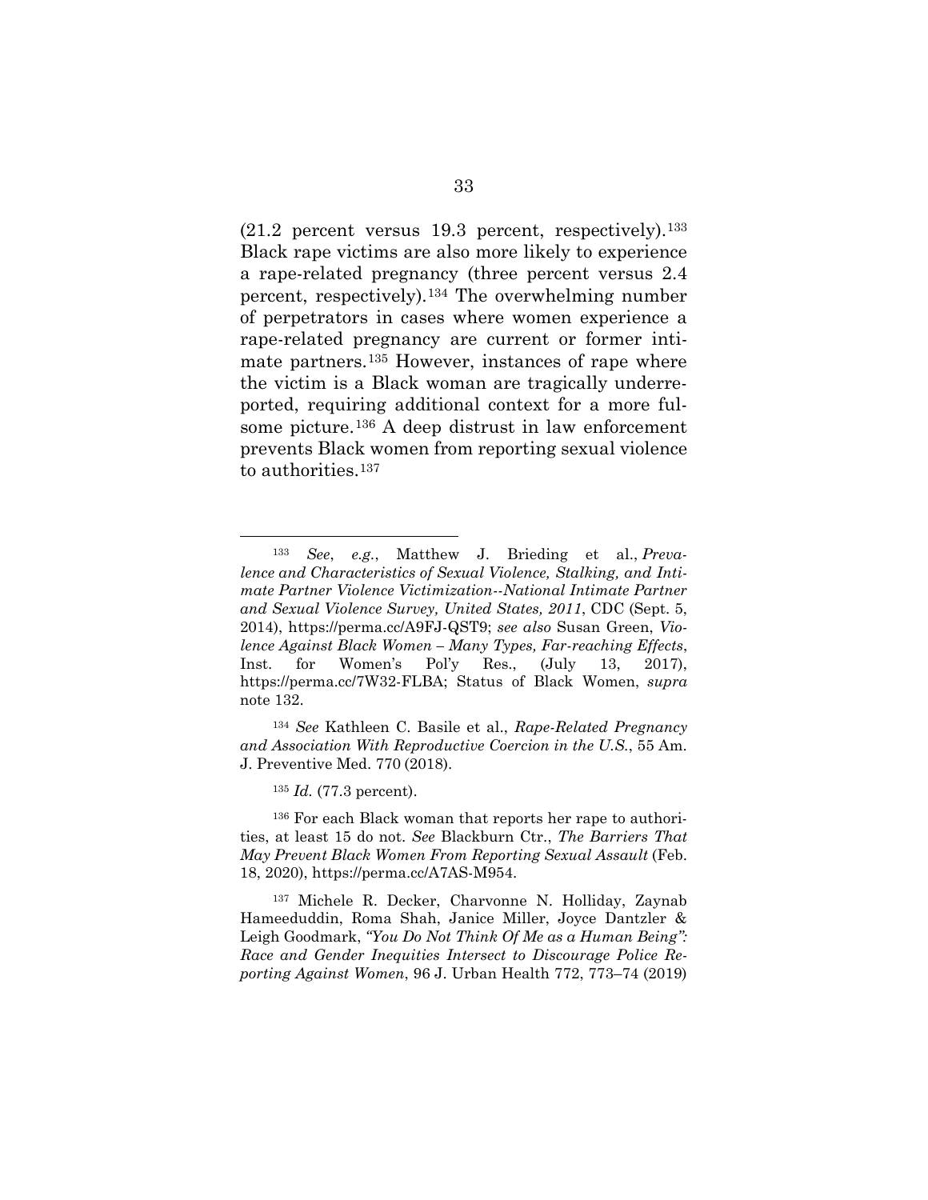(21.2 percent versus 19.3 percent, respectively).[133] Black rape victims are also more likely to experience a rape-related pregnancy (three percent versus 2.4 percent, respectively).[134] The overwhelming number of perpetrators in cases where women experience a rape-related pregnancy are current or former intimate partners.[135] However, instances of rape where the victim is a Black woman are tragically underreported, requiring additional context for a more fulsome picture.[136] A deep distrust in law enforcement prevents Black women from reporting sexual violence to authorities.[137]

---

[133] *See*, *e.g.*, Matthew J. Brieding et al., *Prevalence and Characteristics of Sexual Violence, Stalking, and Intimate Partner Violence Victimization--National Intimate Partner and Sexual Violence Survey, United States, 2011*, CDC (Sept. 5, 2014), https://perma.cc/A9FJ-QST9; *see also* Susan Green, *Violence Against Black Women – Many Types, Far-reaching Effects*, Inst. for Women's Pol'y Res., (July 13, 2017), https://perma.cc/7W32-FLBA; Status of Black Women, *supra* note 132.

[134] *See* Kathleen C. Basile et al., *Rape-Related Pregnancy and Association With Reproductive Coercion in the U.S.*, 55 Am. J. Preventive Med. 770 (2018).

[135] *Id.* (77.3 percent).

[136] For each Black woman that reports her rape to authorities, at least 15 do not. *See* Blackburn Ctr., *The Barriers That May Prevent Black Women From Reporting Sexual Assault* (Feb. 18, 2020), https://perma.cc/A7AS-M954.

[137] Michele R. Decker, Charvonne N. Holliday, Zaynab Hameeduddin, Roma Shah, Janice Miller, Joyce Dantzler & Leigh Goodmark, *"You Do Not Think Of Me as a Human Being": Race and Gender Inequities Intersect to Discourage Police Reporting Against Women*, 96 J. Urban Health 772, 773–74 (2019)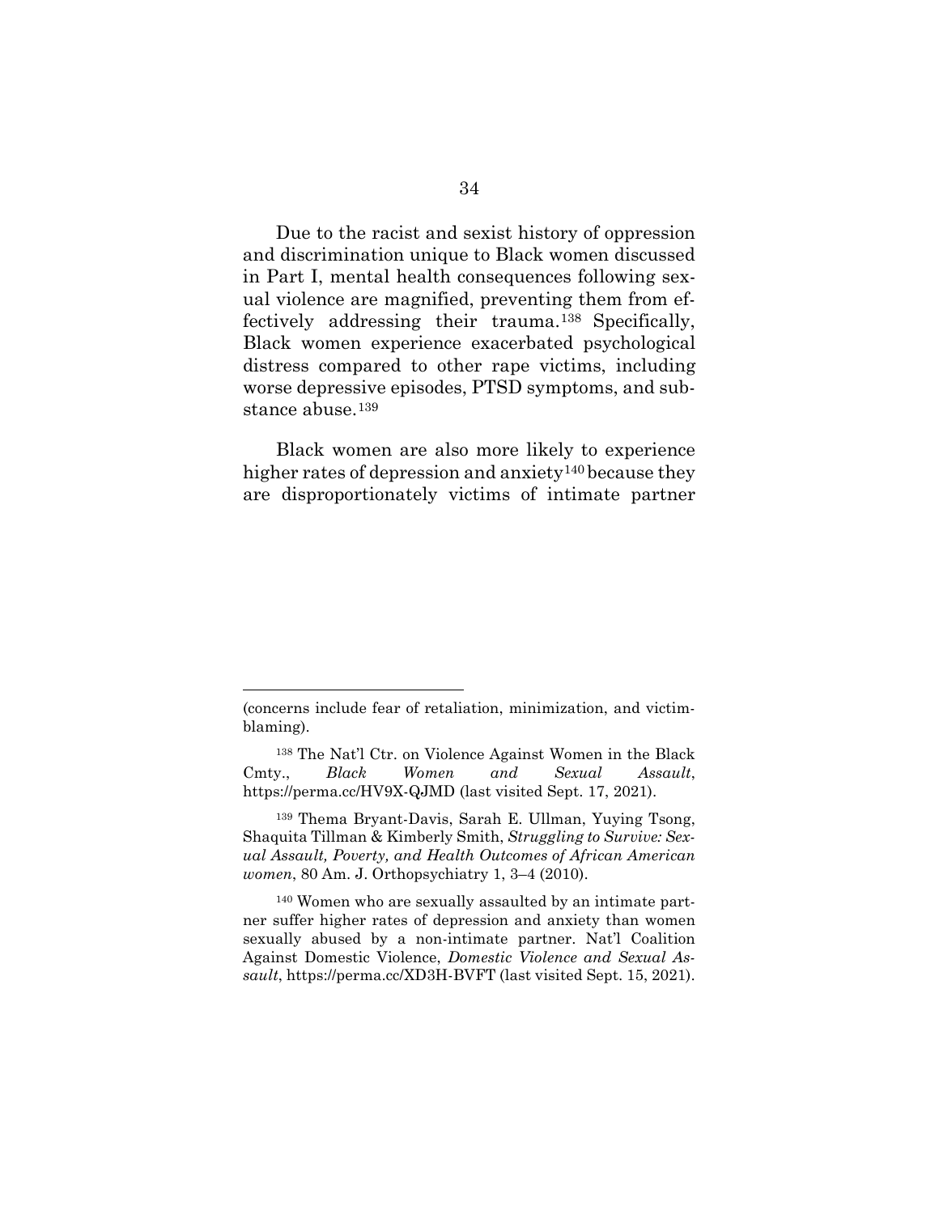Due to the racist and sexist history of oppression and discrimination unique to Black women discussed in Part I, mental health consequences following sexual violence are magnified, preventing them from effectively addressing their trauma.[138] Specifically, Black women experience exacerbated psychological distress compared to other rape victims, including worse depressive episodes, PTSD symptoms, and substance abuse.[139]

Black women are also more likely to experience higher rates of depression and anxiety[140] because they are disproportionately victims of intimate partner

---

(concerns include fear of retaliation, minimization, and victim-blaming).

[138] The Nat'l Ctr. on Violence Against Women in the Black Cmty., *Black Women and Sexual Assault*, https://perma.cc/HV9X-QJMD (last visited Sept. 17, 2021).

[139] Thema Bryant-Davis, Sarah E. Ullman, Yuying Tsong, Shaquita Tillman & Kimberly Smith, *Struggling to Survive: Sexual Assault, Poverty, and Health Outcomes of African American women*, 80 Am. J. Orthopsychiatry 1, 3–4 (2010).

[140] Women who are sexually assaulted by an intimate partner suffer higher rates of depression and anxiety than women sexually abused by a non-intimate partner. Nat'l Coalition Against Domestic Violence, *Domestic Violence and Sexual Assault*, https://perma.cc/XD3H-BVFT (last visited Sept. 15, 2021).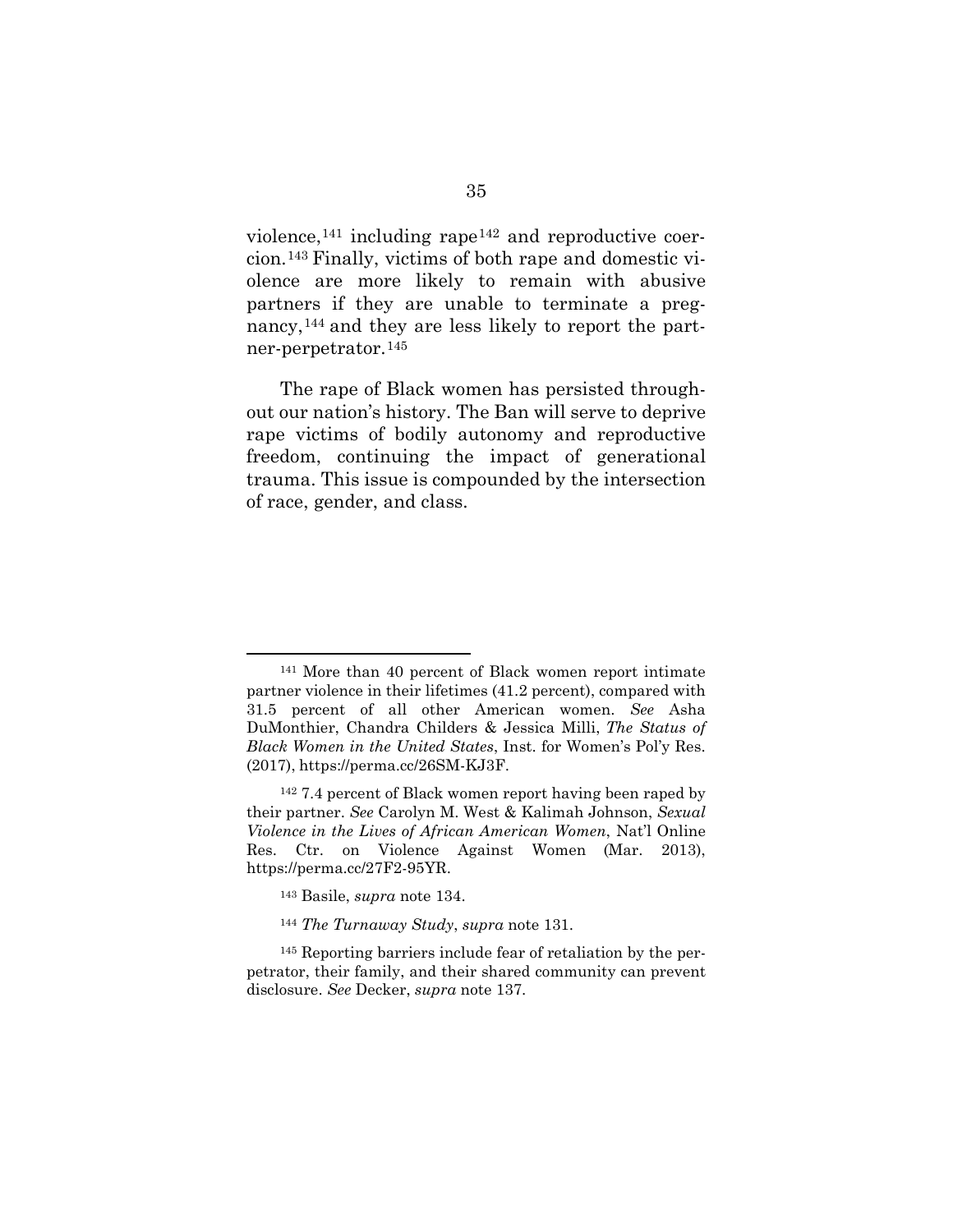violence,[141] including rape[142] and reproductive coercion.[143] Finally, victims of both rape and domestic violence are more likely to remain with abusive partners if they are unable to terminate a pregnancy,[144] and they are less likely to report the partner-perpetrator.[145]

The rape of Black women has persisted throughout our nation's history. The Ban will serve to deprive rape victims of bodily autonomy and reproductive freedom, continuing the impact of generational trauma. This issue is compounded by the intersection of race, gender, and class.

---

[141] More than 40 percent of Black women report intimate partner violence in their lifetimes (41.2 percent), compared with 31.5 percent of all other American women. *See* Asha DuMonthier, Chandra Childers & Jessica Milli, *The Status of Black Women in the United States*, Inst. for Women's Pol'y Res. (2017), https://perma.cc/26SM-KJ3F.

[142] 7.4 percent of Black women report having been raped by their partner. *See* Carolyn M. West & Kalimah Johnson, *Sexual Violence in the Lives of African American Women*, Nat'l Online Res. Ctr. on Violence Against Women (Mar. 2013), https://perma.cc/27F2-95YR.

[143] Basile, *supra* note 134.

[144] *The Turnaway Study*, *supra* note 131.

[145] Reporting barriers include fear of retaliation by the perpetrator, their family, and their shared community can prevent disclosure. *See* Decker, *supra* note 137.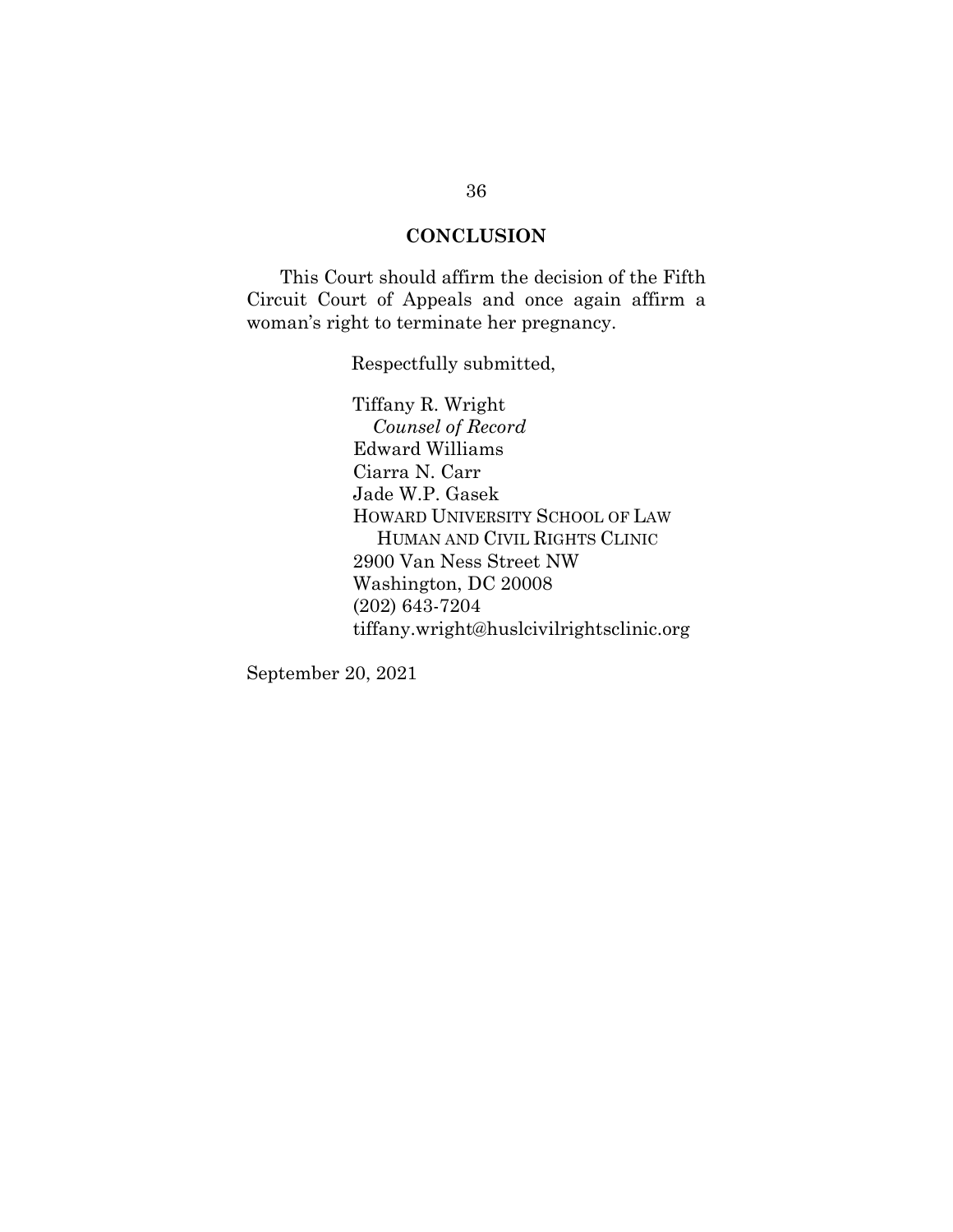## CONCLUSION

This Court should affirm the decision of the Fifth Circuit Court of Appeals and once again affirm a woman's right to terminate her pregnancy.

Respectfully submitted,

Tiffany R. Wright
*Counsel of Record*
Edward Williams
Ciarra N. Carr
Jade W.P. Gasek
HOWARD UNIVERSITY SCHOOL OF LAW
HUMAN AND CIVIL RIGHTS CLINIC
2900 Van Ness Street NW
Washington, DC 20008
(202) 643-7204
tiffany.wright@huslcivilrightsclinic.org

September 20, 2021